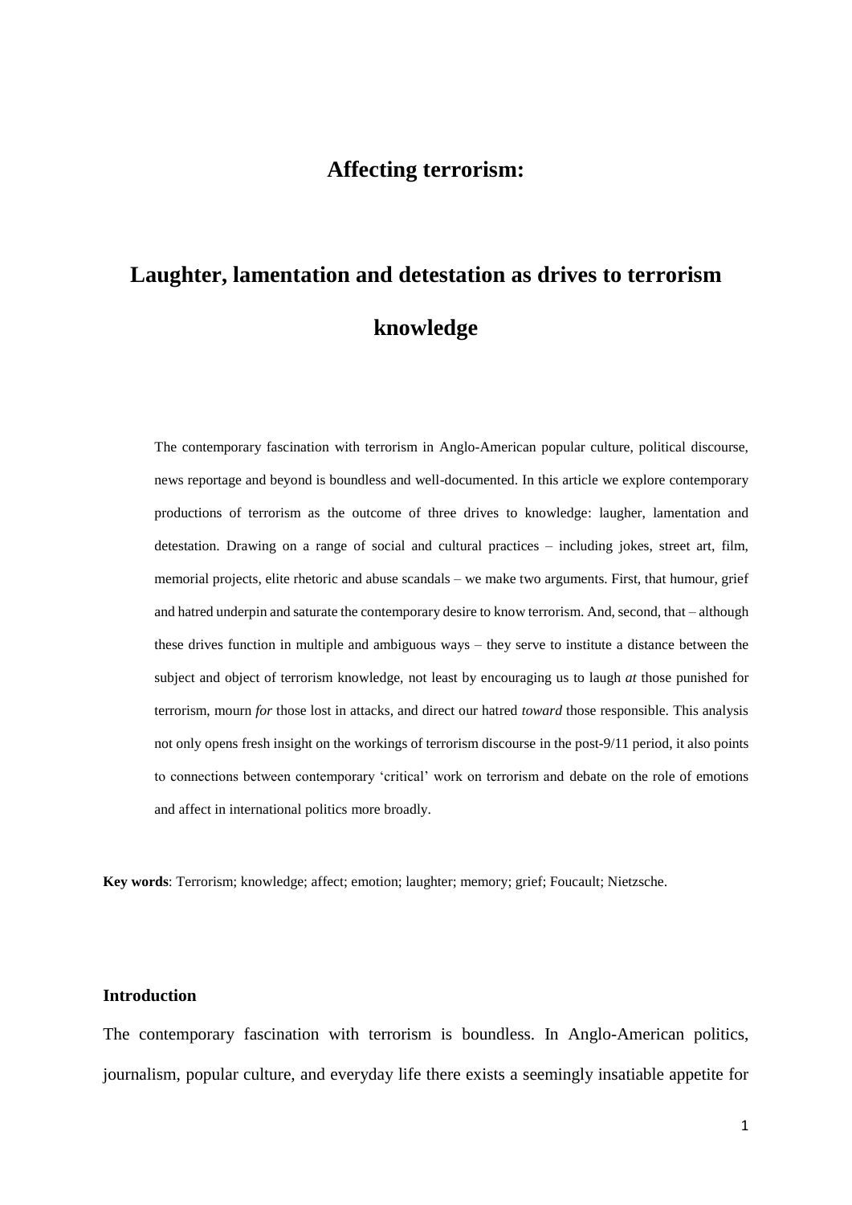# Affecting terrorism:

# Laughter, lamentation and detestation as drives to terrorism knowledge

The contemporary fascination with terrorism in Anglo-American popular culture, political discourse, news reportage and beyond is boundless and well-documented. In this article we explore contemporary productions of terrorism as the outcome of three drives to knowledge: laugher, lamentation and detestation. Drawing on a range of social and cultural practices – including jokes, street art, film, memorial projects, elite rhetoric and abuse scandals – we make two arguments. First, that humour, grief and hatred underpin and saturate the contemporary desire to know terrorism. And, second, that – although these drives function in multiple and ambiguous ways – they serve to institute a distance between the subject and object of terrorism knowledge, not least by encouraging us to laugh *at* those punished for terrorism, mourn *for* those lost in attacks, and direct our hatred *toward* those responsible. This analysis not only opens fresh insight on the workings of terrorism discourse in the post-9/11 period, it also points to connections between contemporary 'critical' work on terrorism and debate on the role of emotions and affect in international politics more broadly.

**Key words**: Terrorism; knowledge; affect; emotion; laughter; memory; grief; Foucault; Nietzsche.

## Introduction

The contemporary fascination with terrorism is boundless. In Anglo-American politics, journalism, popular culture, and everyday life there exists a seemingly insatiable appetite for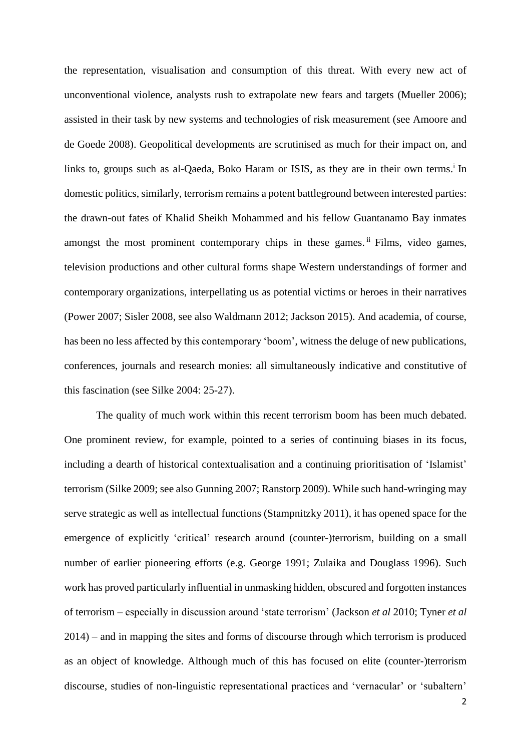the representation, visualisation and consumption of this threat. With every new act of unconventional violence, analysts rush to extrapolate new fears and targets (Mueller 2006); assisted in their task by new systems and technologies of risk measurement (see Amoore and de Goede 2008). Geopolitical developments are scrutinised as much for their impact on, and links to, groups such as al-Qaeda, Boko Haram or ISIS, as they are in their own terms.[i] In domestic politics, similarly, terrorism remains a potent battleground between interested parties: the drawn-out fates of Khalid Sheikh Mohammed and his fellow Guantanamo Bay inmates amongst the most prominent contemporary chips in these games.[ii] Films, video games, television productions and other cultural forms shape Western understandings of former and contemporary organizations, interpellating us as potential victims or heroes in their narratives (Power 2007; Sisler 2008, see also Waldmann 2012; Jackson 2015). And academia, of course, has been no less affected by this contemporary 'boom', witness the deluge of new publications, conferences, journals and research monies: all simultaneously indicative and constitutive of this fascination (see Silke 2004: 25-27).

The quality of much work within this recent terrorism boom has been much debated. One prominent review, for example, pointed to a series of continuing biases in its focus, including a dearth of historical contextualisation and a continuing prioritisation of 'Islamist' terrorism (Silke 2009; see also Gunning 2007; Ranstorp 2009). While such hand-wringing may serve strategic as well as intellectual functions (Stampnitzky 2011), it has opened space for the emergence of explicitly 'critical' research around (counter-)terrorism, building on a small number of earlier pioneering efforts (e.g. George 1991; Zulaika and Douglass 1996). Such work has proved particularly influential in unmasking hidden, obscured and forgotten instances of terrorism – especially in discussion around 'state terrorism' (Jackson *et al* 2010; Tyner *et al* 2014) – and in mapping the sites and forms of discourse through which terrorism is produced as an object of knowledge. Although much of this has focused on elite (counter-)terrorism discourse, studies of non-linguistic representational practices and 'vernacular' or 'subaltern'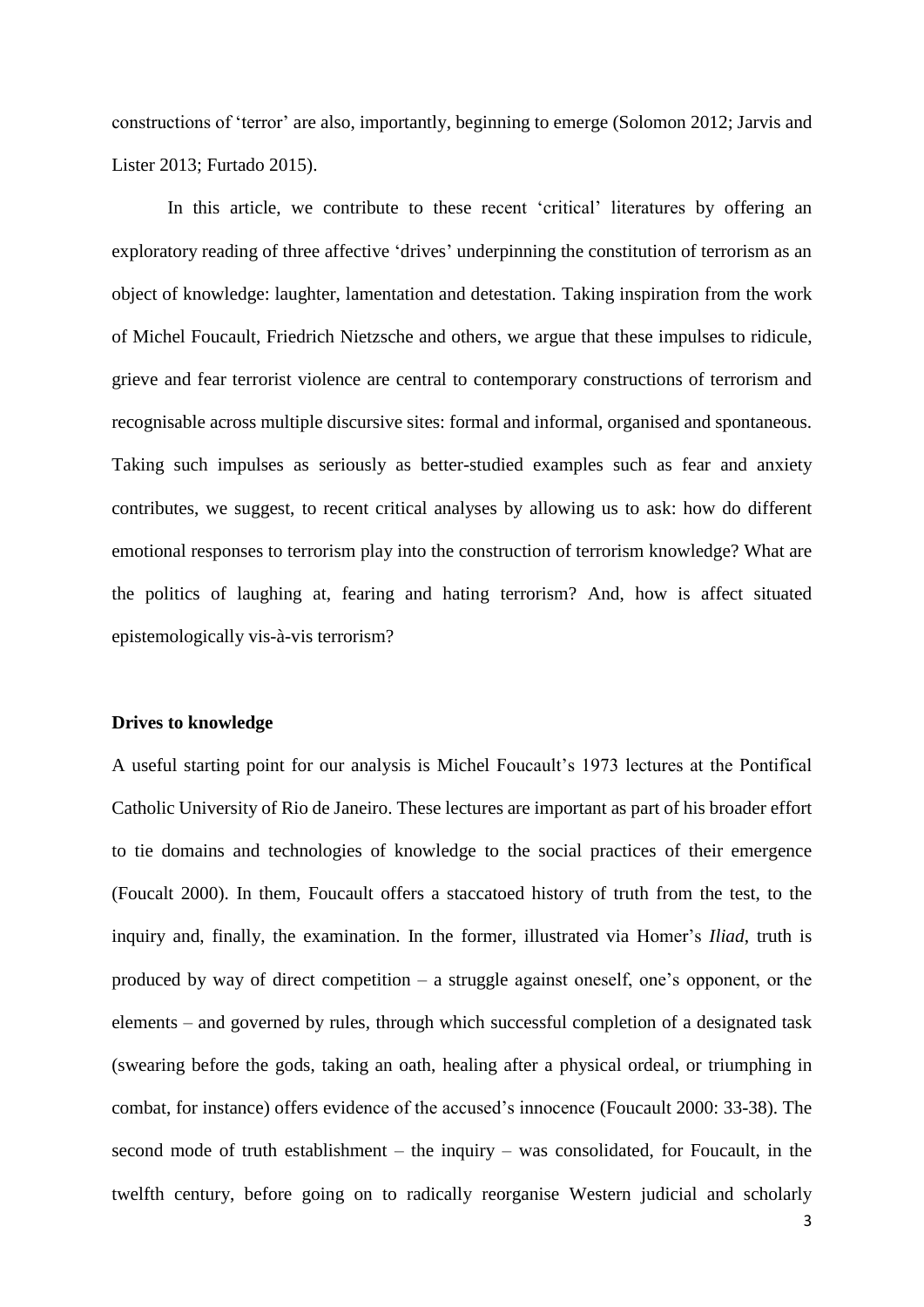constructions of 'terror' are also, importantly, beginning to emerge (Solomon 2012; Jarvis and Lister 2013; Furtado 2015).

In this article, we contribute to these recent 'critical' literatures by offering an exploratory reading of three affective 'drives' underpinning the constitution of terrorism as an object of knowledge: laughter, lamentation and detestation. Taking inspiration from the work of Michel Foucault, Friedrich Nietzsche and others, we argue that these impulses to ridicule, grieve and fear terrorist violence are central to contemporary constructions of terrorism and recognisable across multiple discursive sites: formal and informal, organised and spontaneous. Taking such impulses as seriously as better-studied examples such as fear and anxiety contributes, we suggest, to recent critical analyses by allowing us to ask: how do different emotional responses to terrorism play into the construction of terrorism knowledge? What are the politics of laughing at, fearing and hating terrorism? And, how is affect situated epistemologically vis-à-vis terrorism?

## Drives to knowledge

A useful starting point for our analysis is Michel Foucault's 1973 lectures at the Pontifical Catholic University of Rio de Janeiro. These lectures are important as part of his broader effort to tie domains and technologies of knowledge to the social practices of their emergence (Foucalt 2000). In them, Foucault offers a staccatoed history of truth from the test, to the inquiry and, finally, the examination. In the former, illustrated via Homer's *Iliad*, truth is produced by way of direct competition – a struggle against oneself, one's opponent, or the elements – and governed by rules, through which successful completion of a designated task (swearing before the gods, taking an oath, healing after a physical ordeal, or triumphing in combat, for instance) offers evidence of the accused's innocence (Foucault 2000: 33-38). The second mode of truth establishment – the inquiry – was consolidated, for Foucault, in the twelfth century, before going on to radically reorganise Western judicial and scholarly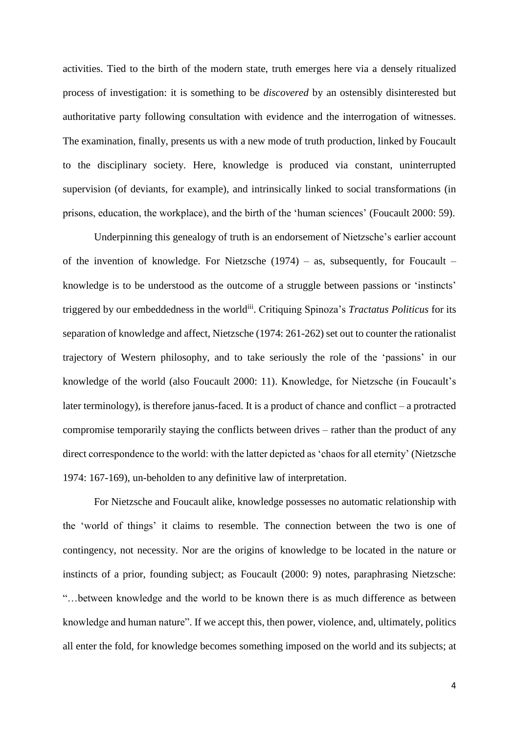activities. Tied to the birth of the modern state, truth emerges here via a densely ritualized process of investigation: it is something to be *discovered* by an ostensibly disinterested but authoritative party following consultation with evidence and the interrogation of witnesses. The examination, finally, presents us with a new mode of truth production, linked by Foucault to the disciplinary society. Here, knowledge is produced via constant, uninterrupted supervision (of deviants, for example), and intrinsically linked to social transformations (in prisons, education, the workplace), and the birth of the 'human sciences' (Foucault 2000: 59).

Underpinning this genealogy of truth is an endorsement of Nietzsche's earlier account of the invention of knowledge. For Nietzsche (1974) – as, subsequently, for Foucault – knowledge is to be understood as the outcome of a struggle between passions or 'instincts' triggered by our embeddedness in the world[iii]. Critiquing Spinoza's *Tractatus Politicus* for its separation of knowledge and affect, Nietzsche (1974: 261-262) set out to counter the rationalist trajectory of Western philosophy, and to take seriously the role of the 'passions' in our knowledge of the world (also Foucault 2000: 11). Knowledge, for Nietzsche (in Foucault's later terminology), is therefore janus-faced. It is a product of chance and conflict – a protracted compromise temporarily staying the conflicts between drives – rather than the product of any direct correspondence to the world: with the latter depicted as 'chaos for all eternity' (Nietzsche 1974: 167-169), un-beholden to any definitive law of interpretation.

For Nietzsche and Foucault alike, knowledge possesses no automatic relationship with the 'world of things' it claims to resemble. The connection between the two is one of contingency, not necessity. Nor are the origins of knowledge to be located in the nature or instincts of a prior, founding subject; as Foucault (2000: 9) notes, paraphrasing Nietzsche: "…between knowledge and the world to be known there is as much difference as between knowledge and human nature". If we accept this, then power, violence, and, ultimately, politics all enter the fold, for knowledge becomes something imposed on the world and its subjects; at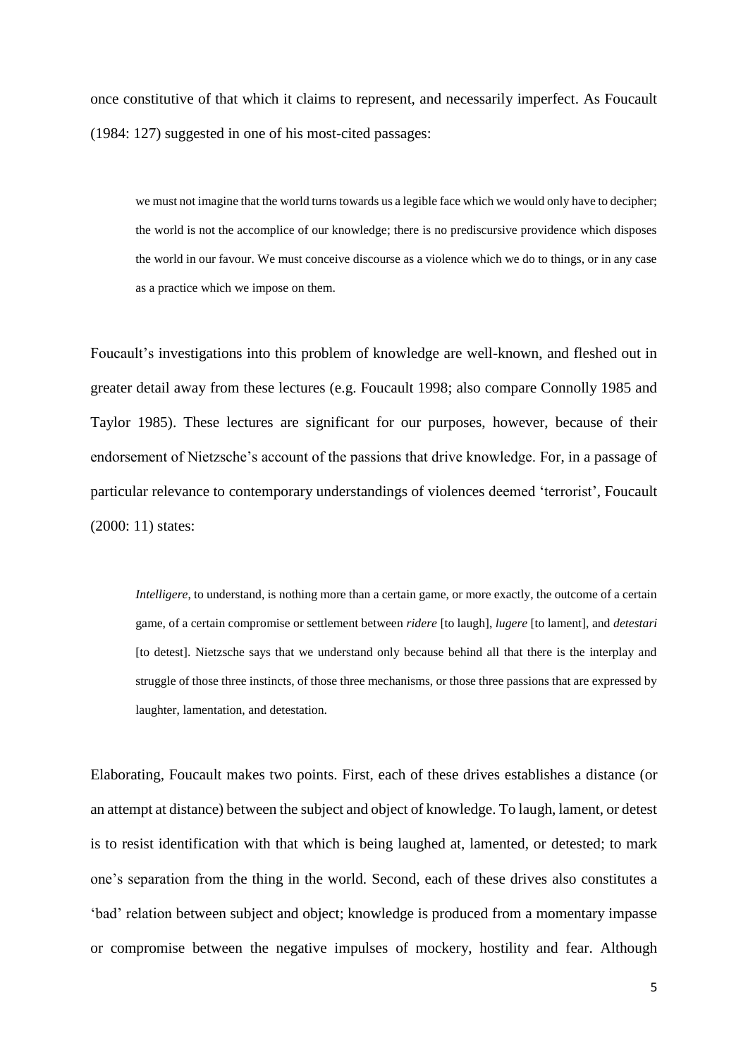once constitutive of that which it claims to represent, and necessarily imperfect. As Foucault (1984: 127) suggested in one of his most-cited passages:

> we must not imagine that the world turns towards us a legible face which we would only have to decipher; the world is not the accomplice of our knowledge; there is no prediscursive providence which disposes the world in our favour. We must conceive discourse as a violence which we do to things, or in any case as a practice which we impose on them.

Foucault's investigations into this problem of knowledge are well-known, and fleshed out in greater detail away from these lectures (e.g. Foucault 1998; also compare Connolly 1985 and Taylor 1985). These lectures are significant for our purposes, however, because of their endorsement of Nietzsche's account of the passions that drive knowledge. For, in a passage of particular relevance to contemporary understandings of violences deemed 'terrorist', Foucault (2000: 11) states:

> *Intelligere,* to understand, is nothing more than a certain game, or more exactly, the outcome of a certain game, of a certain compromise or settlement between *ridere* [to laugh], *lugere* [to lament], and *detestari* [to detest]. Nietzsche says that we understand only because behind all that there is the interplay and struggle of those three instincts, of those three mechanisms, or those three passions that are expressed by laughter, lamentation, and detestation.

Elaborating, Foucault makes two points. First, each of these drives establishes a distance (or an attempt at distance) between the subject and object of knowledge. To laugh, lament, or detest is to resist identification with that which is being laughed at, lamented, or detested; to mark one's separation from the thing in the world. Second, each of these drives also constitutes a 'bad' relation between subject and object; knowledge is produced from a momentary impasse or compromise between the negative impulses of mockery, hostility and fear. Although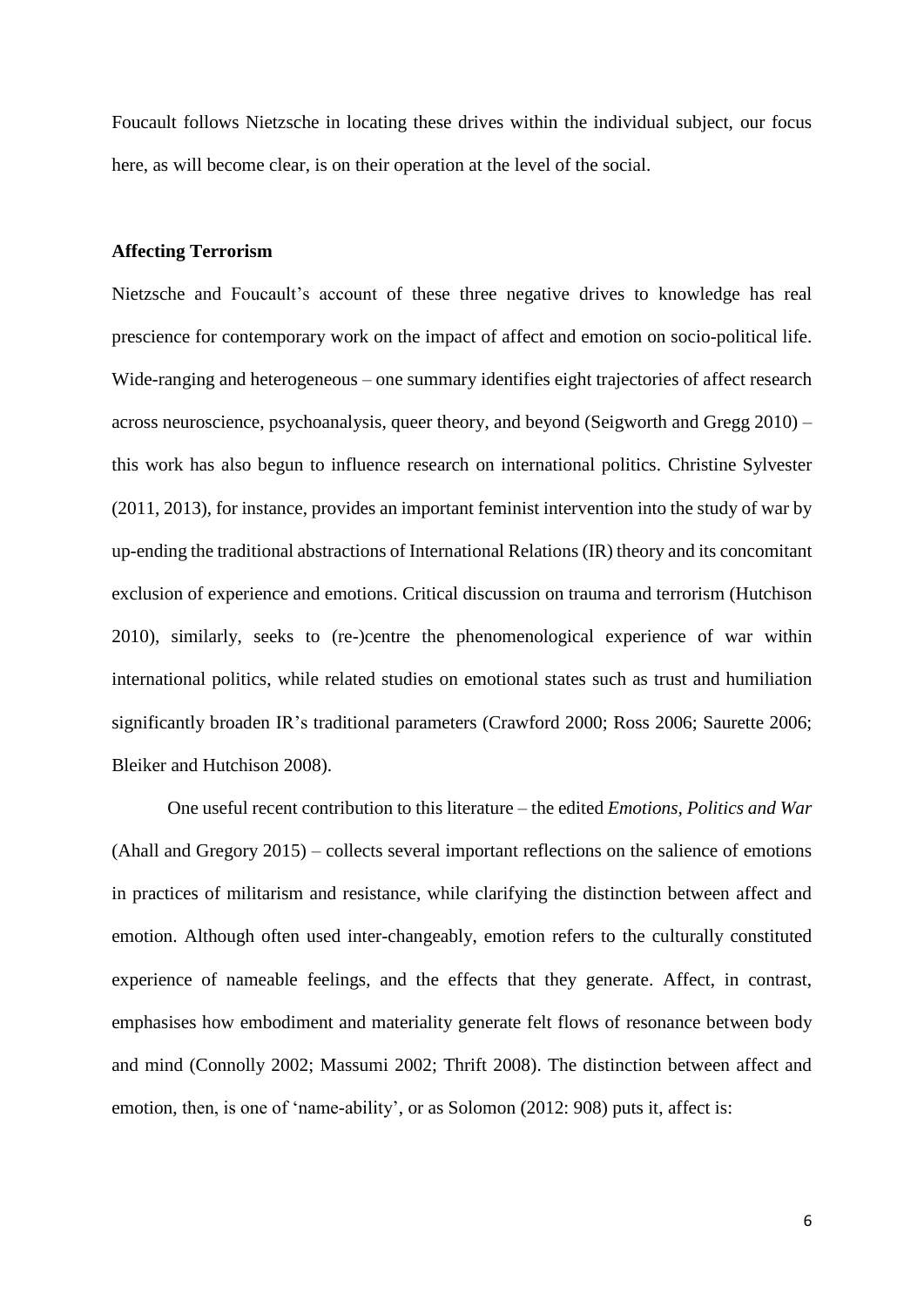Foucault follows Nietzsche in locating these drives within the individual subject, our focus here, as will become clear, is on their operation at the level of the social.

### Affecting Terrorism

Nietzsche and Foucault's account of these three negative drives to knowledge has real prescience for contemporary work on the impact of affect and emotion on socio-political life. Wide-ranging and heterogeneous – one summary identifies eight trajectories of affect research across neuroscience, psychoanalysis, queer theory, and beyond (Seigworth and Gregg 2010) – this work has also begun to influence research on international politics. Christine Sylvester (2011, 2013), for instance, provides an important feminist intervention into the study of war by up-ending the traditional abstractions of International Relations (IR) theory and its concomitant exclusion of experience and emotions. Critical discussion on trauma and terrorism (Hutchison 2010), similarly, seeks to (re-)centre the phenomenological experience of war within international politics, while related studies on emotional states such as trust and humiliation significantly broaden IR's traditional parameters (Crawford 2000; Ross 2006; Saurette 2006; Bleiker and Hutchison 2008).

One useful recent contribution to this literature – the edited *Emotions, Politics and War* (Ahall and Gregory 2015) – collects several important reflections on the salience of emotions in practices of militarism and resistance, while clarifying the distinction between affect and emotion. Although often used inter-changeably, emotion refers to the culturally constituted experience of nameable feelings, and the effects that they generate. Affect, in contrast, emphasises how embodiment and materiality generate felt flows of resonance between body and mind (Connolly 2002; Massumi 2002; Thrift 2008). The distinction between affect and emotion, then, is one of 'name-ability', or as Solomon (2012: 908) puts it, affect is: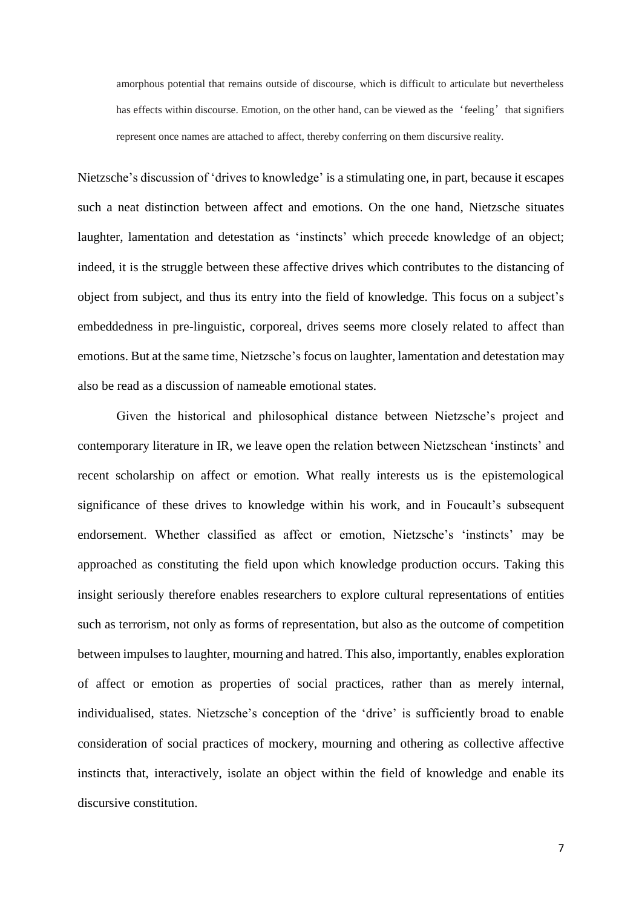amorphous potential that remains outside of discourse, which is difficult to articulate but nevertheless has effects within discourse. Emotion, on the other hand, can be viewed as the 'feeling' that signifiers represent once names are attached to affect, thereby conferring on them discursive reality.

Nietzsche's discussion of 'drives to knowledge' is a stimulating one, in part, because it escapes such a neat distinction between affect and emotions. On the one hand, Nietzsche situates laughter, lamentation and detestation as 'instincts' which precede knowledge of an object; indeed, it is the struggle between these affective drives which contributes to the distancing of object from subject, and thus its entry into the field of knowledge. This focus on a subject's embeddedness in pre-linguistic, corporeal, drives seems more closely related to affect than emotions. But at the same time, Nietzsche's focus on laughter, lamentation and detestation may also be read as a discussion of nameable emotional states.

Given the historical and philosophical distance between Nietzsche's project and contemporary literature in IR, we leave open the relation between Nietzschean 'instincts' and recent scholarship on affect or emotion. What really interests us is the epistemological significance of these drives to knowledge within his work, and in Foucault's subsequent endorsement. Whether classified as affect or emotion, Nietzsche's 'instincts' may be approached as constituting the field upon which knowledge production occurs. Taking this insight seriously therefore enables researchers to explore cultural representations of entities such as terrorism, not only as forms of representation, but also as the outcome of competition between impulses to laughter, mourning and hatred. This also, importantly, enables exploration of affect or emotion as properties of social practices, rather than as merely internal, individualised, states. Nietzsche's conception of the 'drive' is sufficiently broad to enable consideration of social practices of mockery, mourning and othering as collective affective instincts that, interactively, isolate an object within the field of knowledge and enable its discursive constitution.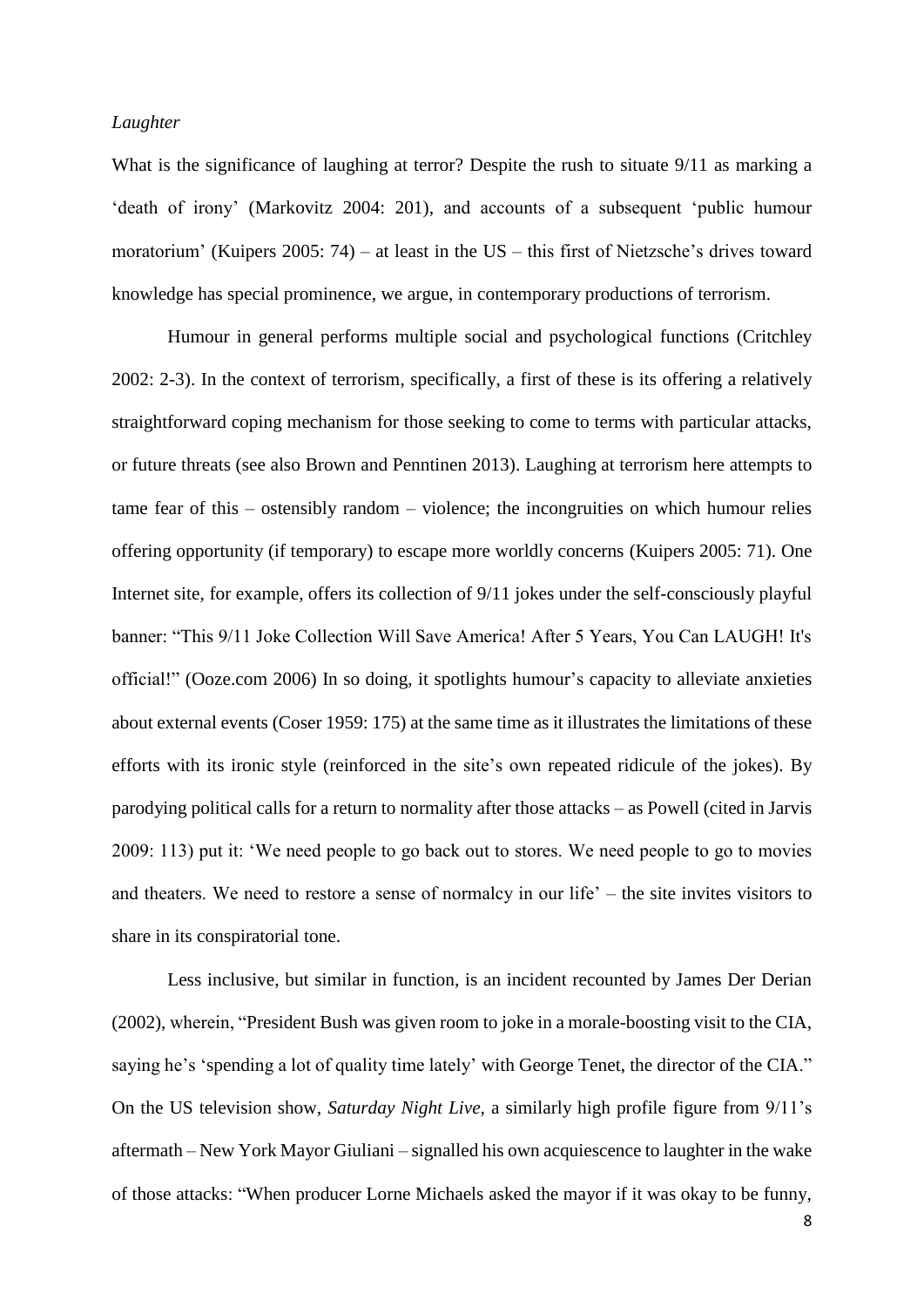*Laughter*

What is the significance of laughing at terror? Despite the rush to situate 9/11 as marking a 'death of irony' (Markovitz 2004: 201), and accounts of a subsequent 'public humour moratorium' (Kuipers 2005: 74) – at least in the US – this first of Nietzsche's drives toward knowledge has special prominence, we argue, in contemporary productions of terrorism.

Humour in general performs multiple social and psychological functions (Critchley 2002: 2-3). In the context of terrorism, specifically, a first of these is its offering a relatively straightforward coping mechanism for those seeking to come to terms with particular attacks, or future threats (see also Brown and Penntinen 2013). Laughing at terrorism here attempts to tame fear of this – ostensibly random – violence; the incongruities on which humour relies offering opportunity (if temporary) to escape more worldly concerns (Kuipers 2005: 71). One Internet site, for example, offers its collection of 9/11 jokes under the self-consciously playful banner: "This 9/11 Joke Collection Will Save America! After 5 Years, You Can LAUGH! It's official!" (Ooze.com 2006) In so doing, it spotlights humour's capacity to alleviate anxieties about external events (Coser 1959: 175) at the same time as it illustrates the limitations of these efforts with its ironic style (reinforced in the site's own repeated ridicule of the jokes). By parodying political calls for a return to normality after those attacks – as Powell (cited in Jarvis 2009: 113) put it: 'We need people to go back out to stores. We need people to go to movies and theaters. We need to restore a sense of normalcy in our life' – the site invites visitors to share in its conspiratorial tone.

Less inclusive, but similar in function, is an incident recounted by James Der Derian (2002), wherein, "President Bush was given room to joke in a morale-boosting visit to the CIA, saying he's 'spending a lot of quality time lately' with George Tenet, the director of the CIA." On the US television show, *Saturday Night Live*, a similarly high profile figure from 9/11's aftermath – New York Mayor Giuliani – signalled his own acquiescence to laughter in the wake of those attacks: "When producer Lorne Michaels asked the mayor if it was okay to be funny,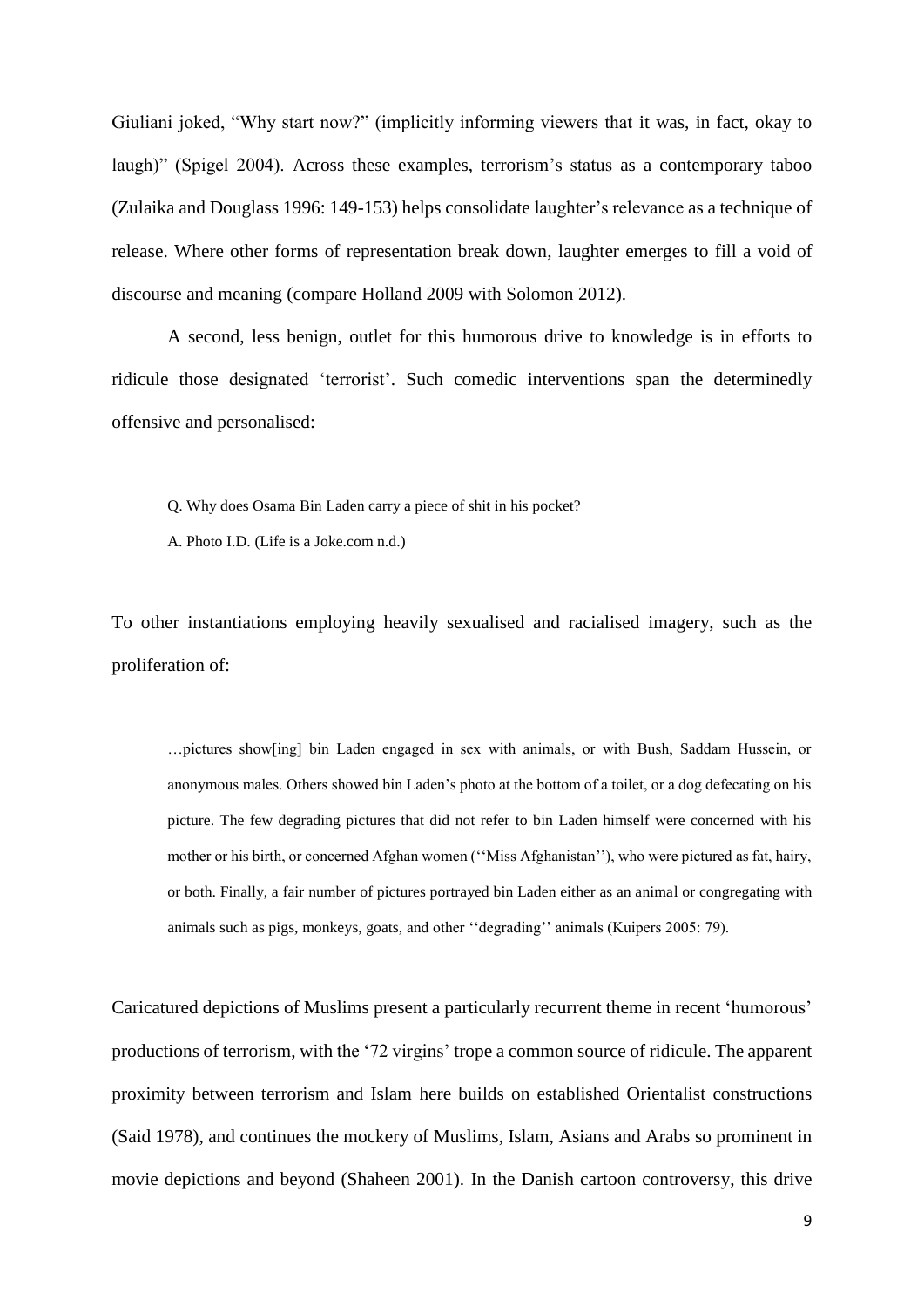Giuliani joked, "Why start now?" (implicitly informing viewers that it was, in fact, okay to laugh)" (Spigel 2004). Across these examples, terrorism's status as a contemporary taboo (Zulaika and Douglass 1996: 149-153) helps consolidate laughter's relevance as a technique of release. Where other forms of representation break down, laughter emerges to fill a void of discourse and meaning (compare Holland 2009 with Solomon 2012).

A second, less benign, outlet for this humorous drive to knowledge is in efforts to ridicule those designated 'terrorist'. Such comedic interventions span the determinedly offensive and personalised:

> Q. Why does Osama Bin Laden carry a piece of shit in his pocket?
>
> A. Photo I.D. (Life is a Joke.com n.d.)

To other instantiations employing heavily sexualised and racialised imagery, such as the proliferation of:

> …pictures show[ing] bin Laden engaged in sex with animals, or with Bush, Saddam Hussein, or anonymous males. Others showed bin Laden's photo at the bottom of a toilet, or a dog defecating on his picture. The few degrading pictures that did not refer to bin Laden himself were concerned with his mother or his birth, or concerned Afghan women (''Miss Afghanistan''), who were pictured as fat, hairy, or both. Finally, a fair number of pictures portrayed bin Laden either as an animal or congregating with animals such as pigs, monkeys, goats, and other ''degrading'' animals (Kuipers 2005: 79).

Caricatured depictions of Muslims present a particularly recurrent theme in recent 'humorous' productions of terrorism, with the '72 virgins' trope a common source of ridicule. The apparent proximity between terrorism and Islam here builds on established Orientalist constructions (Said 1978), and continues the mockery of Muslims, Islam, Asians and Arabs so prominent in movie depictions and beyond (Shaheen 2001). In the Danish cartoon controversy, this drive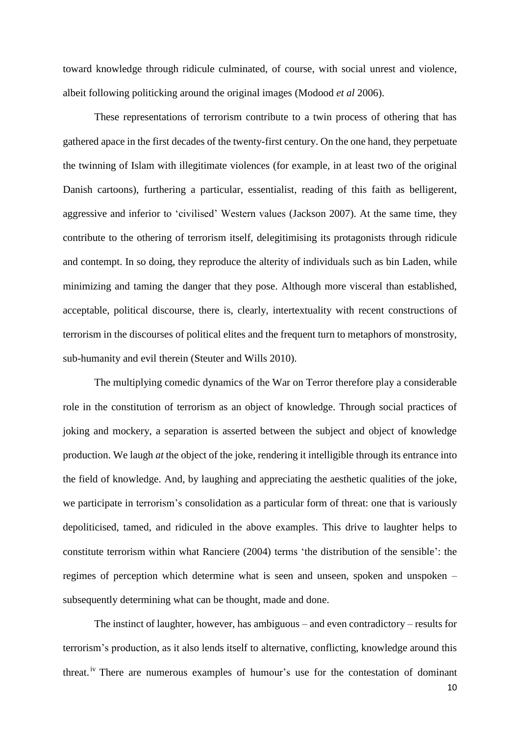toward knowledge through ridicule culminated, of course, with social unrest and violence, albeit following politicking around the original images (Modood *et al* 2006).

These representations of terrorism contribute to a twin process of othering that has gathered apace in the first decades of the twenty-first century. On the one hand, they perpetuate the twinning of Islam with illegitimate violences (for example, in at least two of the original Danish cartoons), furthering a particular, essentialist, reading of this faith as belligerent, aggressive and inferior to 'civilised' Western values (Jackson 2007). At the same time, they contribute to the othering of terrorism itself, delegitimising its protagonists through ridicule and contempt. In so doing, they reproduce the alterity of individuals such as bin Laden, while minimizing and taming the danger that they pose. Although more visceral than established, acceptable, political discourse, there is, clearly, intertextuality with recent constructions of terrorism in the discourses of political elites and the frequent turn to metaphors of monstrosity, sub-humanity and evil therein (Steuter and Wills 2010).

The multiplying comedic dynamics of the War on Terror therefore play a considerable role in the constitution of terrorism as an object of knowledge. Through social practices of joking and mockery, a separation is asserted between the subject and object of knowledge production. We laugh *at* the object of the joke, rendering it intelligible through its entrance into the field of knowledge. And, by laughing and appreciating the aesthetic qualities of the joke, we participate in terrorism's consolidation as a particular form of threat: one that is variously depoliticised, tamed, and ridiculed in the above examples. This drive to laughter helps to constitute terrorism within what Ranciere (2004) terms 'the distribution of the sensible': the regimes of perception which determine what is seen and unseen, spoken and unspoken – subsequently determining what can be thought, made and done.

The instinct of laughter, however, has ambiguous – and even contradictory – results for terrorism's production, as it also lends itself to alternative, conflicting, knowledge around this threat.[iv] There are numerous examples of humour's use for the contestation of dominant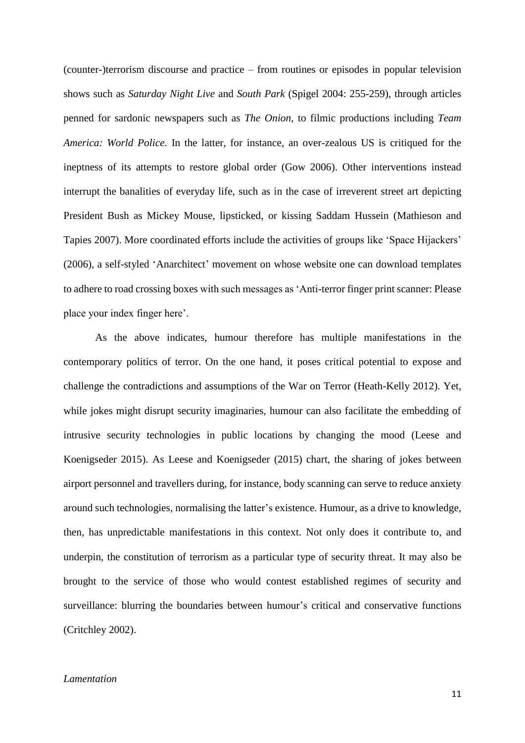(counter-)terrorism discourse and practice – from routines or episodes in popular television shows such as *Saturday Night Live* and *South Park* (Spigel 2004: 255-259), through articles penned for sardonic newspapers such as *The Onion*, to filmic productions including *Team America: World Police*. In the latter, for instance, an over-zealous US is critiqued for the ineptness of its attempts to restore global order (Gow 2006). Other interventions instead interrupt the banalities of everyday life, such as in the case of irreverent street art depicting President Bush as Mickey Mouse, lipsticked, or kissing Saddam Hussein (Mathieson and Tapies 2007). More coordinated efforts include the activities of groups like 'Space Hijackers' (2006), a self-styled 'Anarchitect' movement on whose website one can download templates to adhere to road crossing boxes with such messages as 'Anti-terror finger print scanner: Please place your index finger here'.

As the above indicates, humour therefore has multiple manifestations in the contemporary politics of terror. On the one hand, it poses critical potential to expose and challenge the contradictions and assumptions of the War on Terror (Heath-Kelly 2012). Yet, while jokes might disrupt security imaginaries, humour can also facilitate the embedding of intrusive security technologies in public locations by changing the mood (Leese and Koenigseder 2015). As Leese and Koenigseder (2015) chart, the sharing of jokes between airport personnel and travellers during, for instance, body scanning can serve to reduce anxiety around such technologies, normalising the latter's existence. Humour, as a drive to knowledge, then, has unpredictable manifestations in this context. Not only does it contribute to, and underpin, the constitution of terrorism as a particular type of security threat. It may also be brought to the service of those who would contest established regimes of security and surveillance: blurring the boundaries between humour's critical and conservative functions (Critchley 2002).

*Lamentation*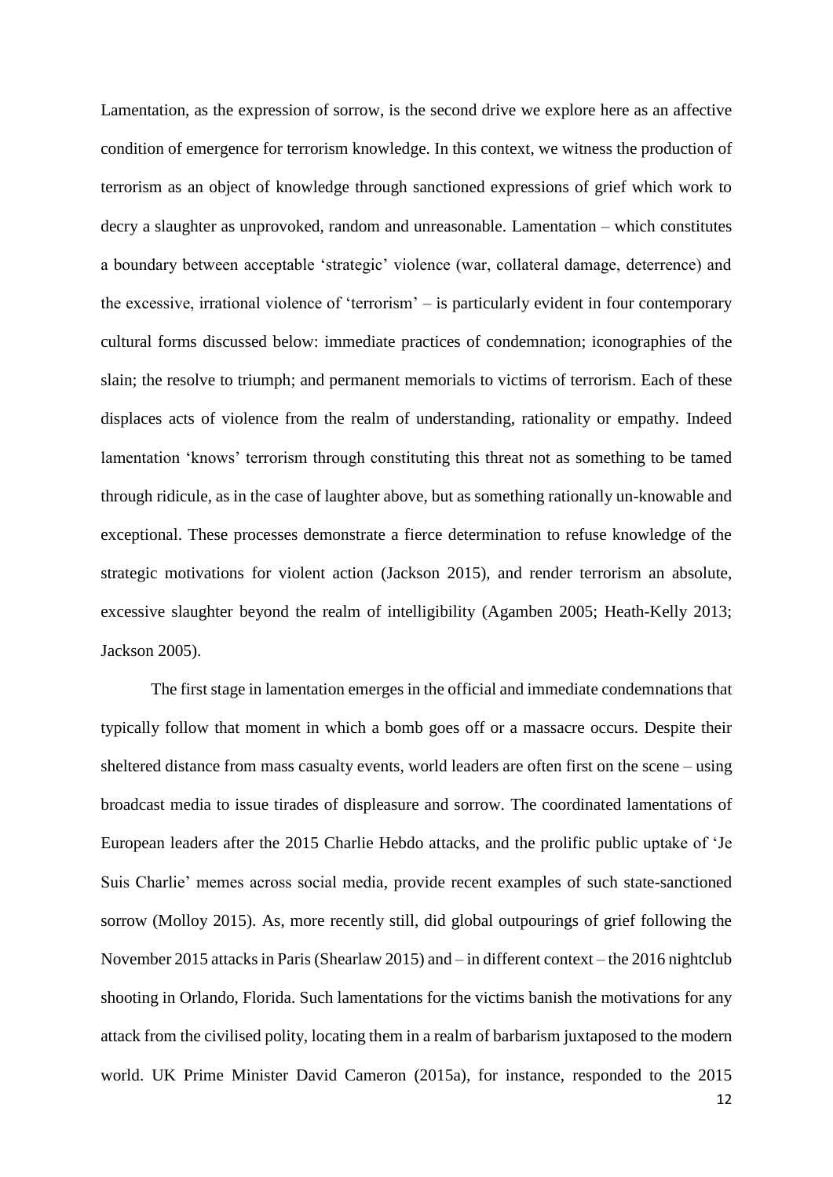Lamentation, as the expression of sorrow, is the second drive we explore here as an affective condition of emergence for terrorism knowledge. In this context, we witness the production of terrorism as an object of knowledge through sanctioned expressions of grief which work to decry a slaughter as unprovoked, random and unreasonable. Lamentation – which constitutes a boundary between acceptable 'strategic' violence (war, collateral damage, deterrence) and the excessive, irrational violence of 'terrorism' – is particularly evident in four contemporary cultural forms discussed below: immediate practices of condemnation; iconographies of the slain; the resolve to triumph; and permanent memorials to victims of terrorism. Each of these displaces acts of violence from the realm of understanding, rationality or empathy. Indeed lamentation 'knows' terrorism through constituting this threat not as something to be tamed through ridicule, as in the case of laughter above, but as something rationally un-knowable and exceptional. These processes demonstrate a fierce determination to refuse knowledge of the strategic motivations for violent action (Jackson 2015), and render terrorism an absolute, excessive slaughter beyond the realm of intelligibility (Agamben 2005; Heath-Kelly 2013; Jackson 2005).

The first stage in lamentation emerges in the official and immediate condemnations that typically follow that moment in which a bomb goes off or a massacre occurs. Despite their sheltered distance from mass casualty events, world leaders are often first on the scene – using broadcast media to issue tirades of displeasure and sorrow. The coordinated lamentations of European leaders after the 2015 Charlie Hebdo attacks, and the prolific public uptake of 'Je Suis Charlie' memes across social media, provide recent examples of such state-sanctioned sorrow (Molloy 2015). As, more recently still, did global outpourings of grief following the November 2015 attacks in Paris (Shearlaw 2015) and – in different context – the 2016 nightclub shooting in Orlando, Florida. Such lamentations for the victims banish the motivations for any attack from the civilised polity, locating them in a realm of barbarism juxtaposed to the modern world. UK Prime Minister David Cameron (2015a), for instance, responded to the 2015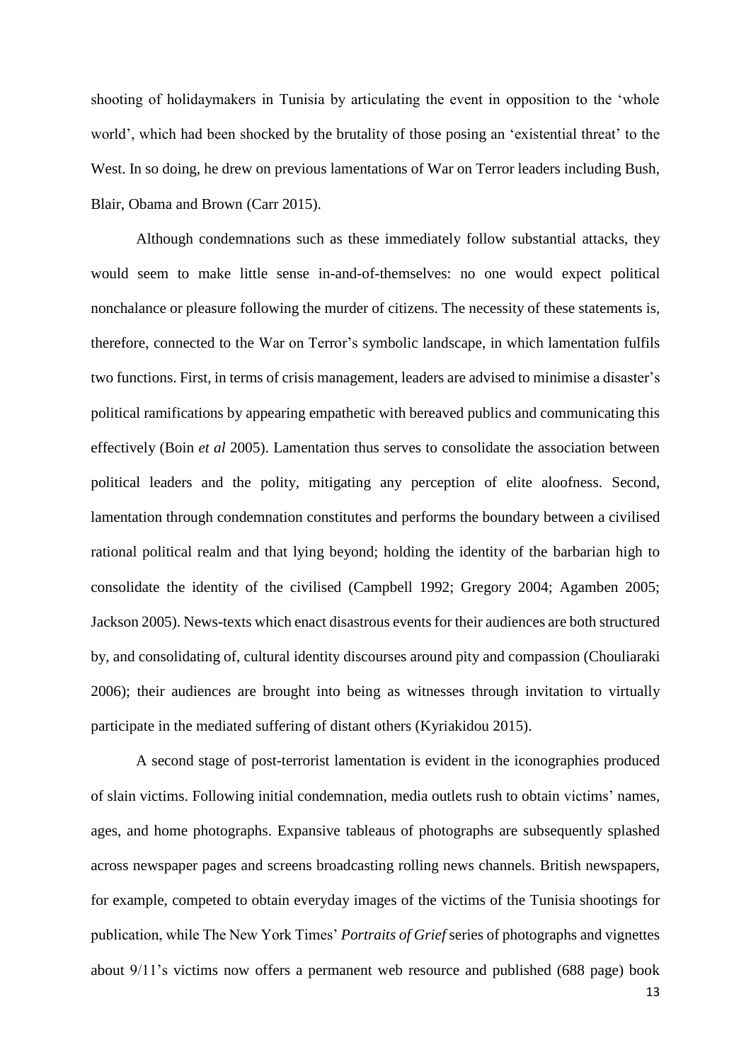shooting of holidaymakers in Tunisia by articulating the event in opposition to the 'whole world', which had been shocked by the brutality of those posing an 'existential threat' to the West. In so doing, he drew on previous lamentations of War on Terror leaders including Bush, Blair, Obama and Brown (Carr 2015).

Although condemnations such as these immediately follow substantial attacks, they would seem to make little sense in-and-of-themselves: no one would expect political nonchalance or pleasure following the murder of citizens. The necessity of these statements is, therefore, connected to the War on Terror's symbolic landscape, in which lamentation fulfils two functions. First, in terms of crisis management, leaders are advised to minimise a disaster's political ramifications by appearing empathetic with bereaved publics and communicating this effectively (Boin *et al* 2005). Lamentation thus serves to consolidate the association between political leaders and the polity, mitigating any perception of elite aloofness. Second, lamentation through condemnation constitutes and performs the boundary between a civilised rational political realm and that lying beyond; holding the identity of the barbarian high to consolidate the identity of the civilised (Campbell 1992; Gregory 2004; Agamben 2005; Jackson 2005). News-texts which enact disastrous events for their audiences are both structured by, and consolidating of, cultural identity discourses around pity and compassion (Chouliaraki 2006); their audiences are brought into being as witnesses through invitation to virtually participate in the mediated suffering of distant others (Kyriakidou 2015).

A second stage of post-terrorist lamentation is evident in the iconographies produced of slain victims. Following initial condemnation, media outlets rush to obtain victims' names, ages, and home photographs. Expansive tableaus of photographs are subsequently splashed across newspaper pages and screens broadcasting rolling news channels. British newspapers, for example, competed to obtain everyday images of the victims of the Tunisia shootings for publication, while The New York Times' *Portraits of Grief* series of photographs and vignettes about 9/11's victims now offers a permanent web resource and published (688 page) book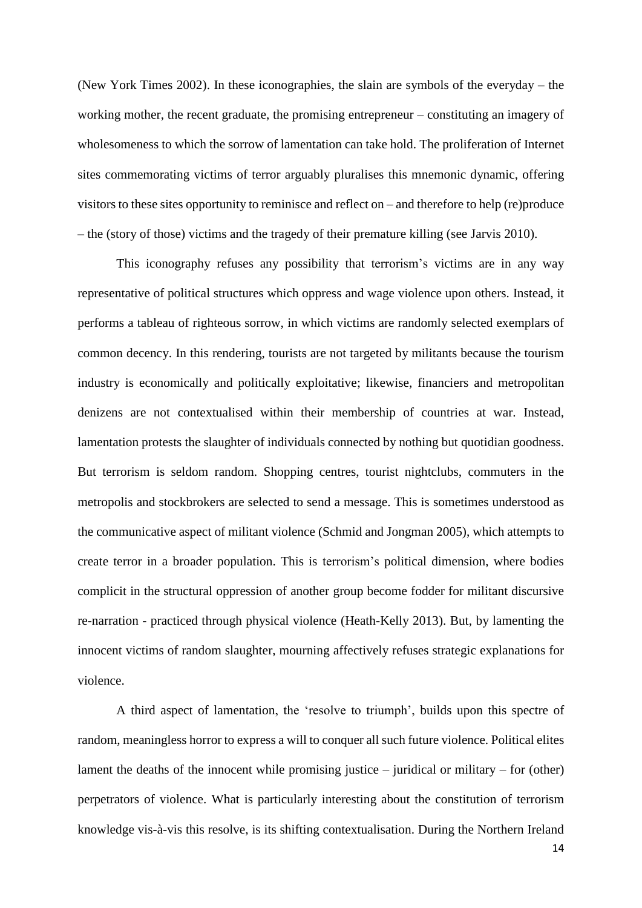(New York Times 2002). In these iconographies, the slain are symbols of the everyday – the working mother, the recent graduate, the promising entrepreneur – constituting an imagery of wholesomeness to which the sorrow of lamentation can take hold. The proliferation of Internet sites commemorating victims of terror arguably pluralises this mnemonic dynamic, offering visitors to these sites opportunity to reminisce and reflect on – and therefore to help (re)produce – the (story of those) victims and the tragedy of their premature killing (see Jarvis 2010).

This iconography refuses any possibility that terrorism's victims are in any way representative of political structures which oppress and wage violence upon others. Instead, it performs a tableau of righteous sorrow, in which victims are randomly selected exemplars of common decency. In this rendering, tourists are not targeted by militants because the tourism industry is economically and politically exploitative; likewise, financiers and metropolitan denizens are not contextualised within their membership of countries at war. Instead, lamentation protests the slaughter of individuals connected by nothing but quotidian goodness. But terrorism is seldom random. Shopping centres, tourist nightclubs, commuters in the metropolis and stockbrokers are selected to send a message. This is sometimes understood as the communicative aspect of militant violence (Schmid and Jongman 2005), which attempts to create terror in a broader population. This is terrorism's political dimension, where bodies complicit in the structural oppression of another group become fodder for militant discursive re-narration - practiced through physical violence (Heath-Kelly 2013). But, by lamenting the innocent victims of random slaughter, mourning affectively refuses strategic explanations for violence.

A third aspect of lamentation, the 'resolve to triumph', builds upon this spectre of random, meaningless horror to express a will to conquer all such future violence. Political elites lament the deaths of the innocent while promising justice – juridical or military – for (other) perpetrators of violence. What is particularly interesting about the constitution of terrorism knowledge vis-à-vis this resolve, is its shifting contextualisation. During the Northern Ireland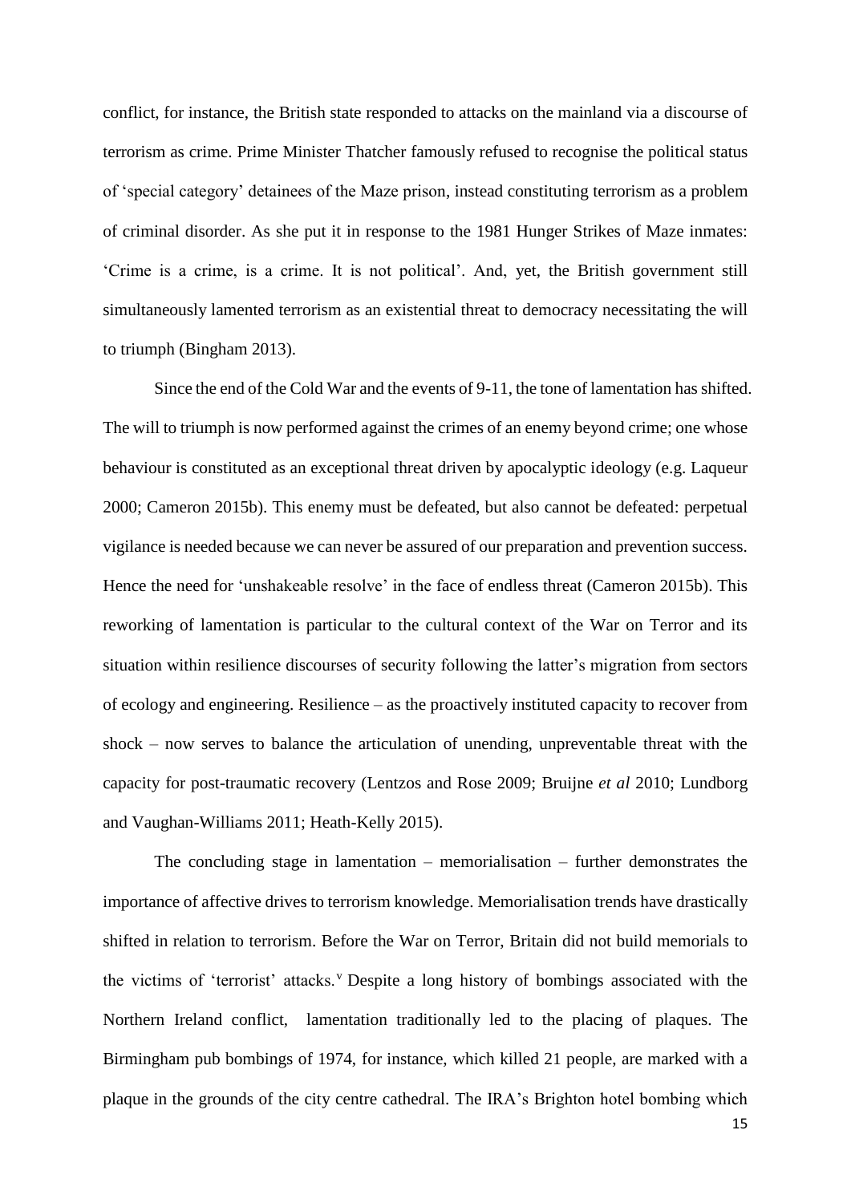conflict, for instance, the British state responded to attacks on the mainland via a discourse of terrorism as crime. Prime Minister Thatcher famously refused to recognise the political status of 'special category' detainees of the Maze prison, instead constituting terrorism as a problem of criminal disorder. As she put it in response to the 1981 Hunger Strikes of Maze inmates: 'Crime is a crime, is a crime. It is not political'. And, yet, the British government still simultaneously lamented terrorism as an existential threat to democracy necessitating the will to triumph (Bingham 2013).

Since the end of the Cold War and the events of 9-11, the tone of lamentation has shifted. The will to triumph is now performed against the crimes of an enemy beyond crime; one whose behaviour is constituted as an exceptional threat driven by apocalyptic ideology (e.g. Laqueur 2000; Cameron 2015b). This enemy must be defeated, but also cannot be defeated: perpetual vigilance is needed because we can never be assured of our preparation and prevention success. Hence the need for 'unshakeable resolve' in the face of endless threat (Cameron 2015b). This reworking of lamentation is particular to the cultural context of the War on Terror and its situation within resilience discourses of security following the latter's migration from sectors of ecology and engineering. Resilience – as the proactively instituted capacity to recover from shock – now serves to balance the articulation of unending, unpreventable threat with the capacity for post-traumatic recovery (Lentzos and Rose 2009; Bruijne *et al* 2010; Lundborg and Vaughan-Williams 2011; Heath-Kelly 2015).

The concluding stage in lamentation – memorialisation – further demonstrates the importance of affective drives to terrorism knowledge. Memorialisation trends have drastically shifted in relation to terrorism. Before the War on Terror, Britain did not build memorials to the victims of 'terrorist' attacks.[v] Despite a long history of bombings associated with the Northern Ireland conflict, lamentation traditionally led to the placing of plaques. The Birmingham pub bombings of 1974, for instance, which killed 21 people, are marked with a plaque in the grounds of the city centre cathedral. The IRA's Brighton hotel bombing which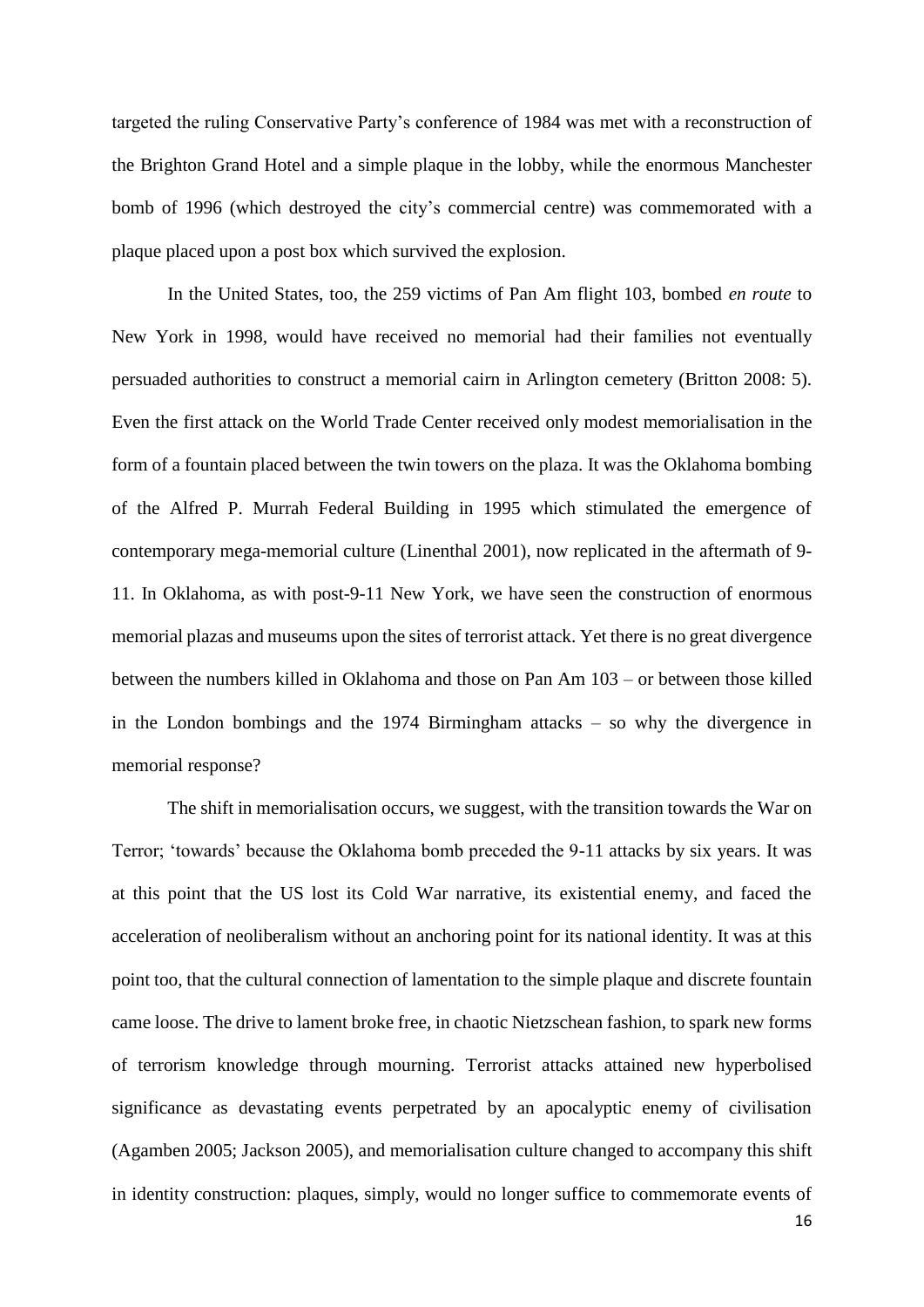targeted the ruling Conservative Party's conference of 1984 was met with a reconstruction of the Brighton Grand Hotel and a simple plaque in the lobby, while the enormous Manchester bomb of 1996 (which destroyed the city's commercial centre) was commemorated with a plaque placed upon a post box which survived the explosion.

In the United States, too, the 259 victims of Pan Am flight 103, bombed *en route* to New York in 1998, would have received no memorial had their families not eventually persuaded authorities to construct a memorial cairn in Arlington cemetery (Britton 2008: 5). Even the first attack on the World Trade Center received only modest memorialisation in the form of a fountain placed between the twin towers on the plaza. It was the Oklahoma bombing of the Alfred P. Murrah Federal Building in 1995 which stimulated the emergence of contemporary mega-memorial culture (Linenthal 2001), now replicated in the aftermath of 9-11. In Oklahoma, as with post-9-11 New York, we have seen the construction of enormous memorial plazas and museums upon the sites of terrorist attack. Yet there is no great divergence between the numbers killed in Oklahoma and those on Pan Am 103 – or between those killed in the London bombings and the 1974 Birmingham attacks – so why the divergence in memorial response?

The shift in memorialisation occurs, we suggest, with the transition towards the War on Terror; 'towards' because the Oklahoma bomb preceded the 9-11 attacks by six years. It was at this point that the US lost its Cold War narrative, its existential enemy, and faced the acceleration of neoliberalism without an anchoring point for its national identity. It was at this point too, that the cultural connection of lamentation to the simple plaque and discrete fountain came loose. The drive to lament broke free, in chaotic Nietzschean fashion, to spark new forms of terrorism knowledge through mourning. Terrorist attacks attained new hyperbolised significance as devastating events perpetrated by an apocalyptic enemy of civilisation (Agamben 2005; Jackson 2005), and memorialisation culture changed to accompany this shift in identity construction: plaques, simply, would no longer suffice to commemorate events of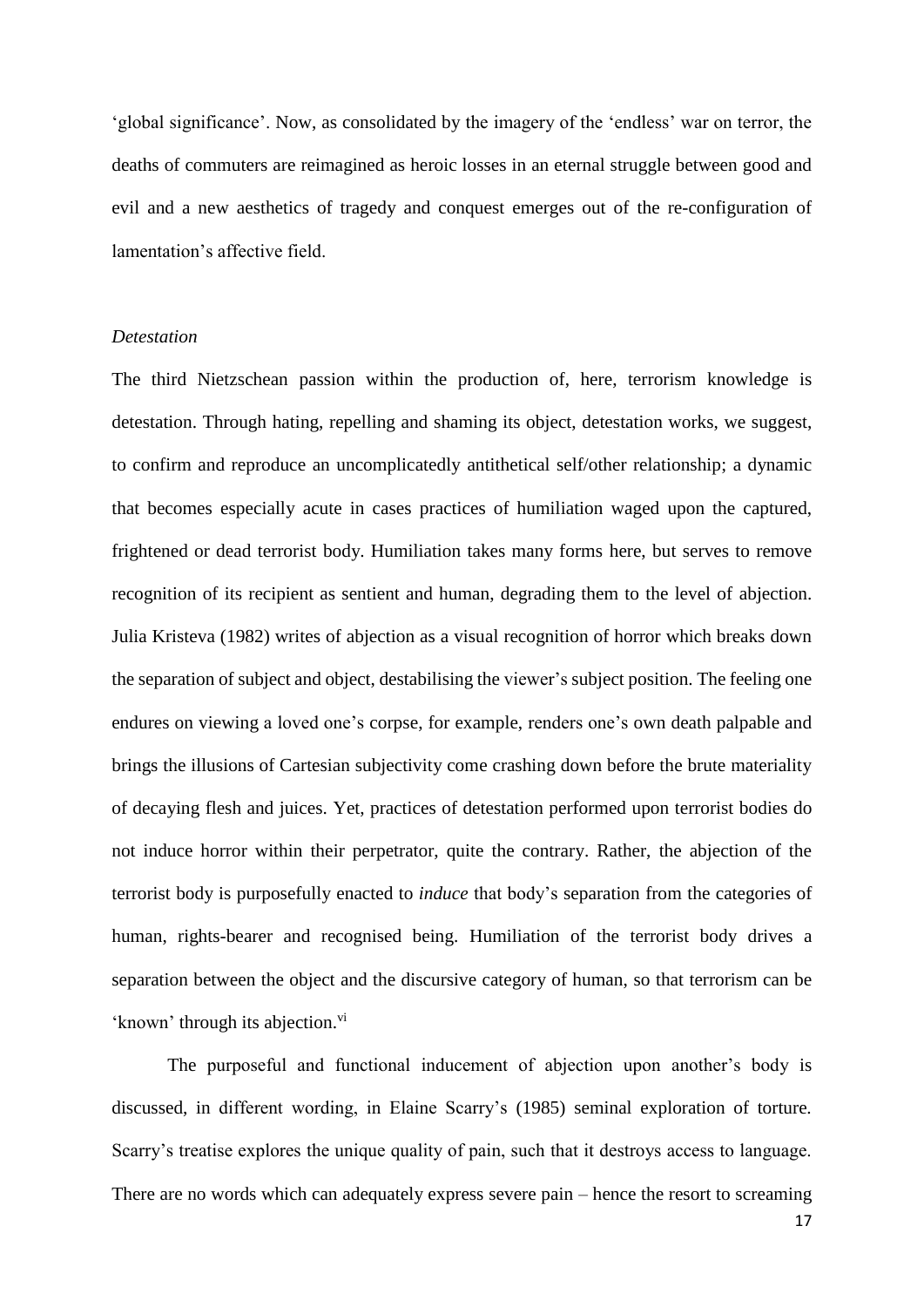'global significance'. Now, as consolidated by the imagery of the 'endless' war on terror, the deaths of commuters are reimagined as heroic losses in an eternal struggle between good and evil and a new aesthetics of tragedy and conquest emerges out of the re-configuration of lamentation's affective field.

### *Detestation*

The third Nietzschean passion within the production of, here, terrorism knowledge is detestation. Through hating, repelling and shaming its object, detestation works, we suggest, to confirm and reproduce an uncomplicatedly antithetical self/other relationship; a dynamic that becomes especially acute in cases practices of humiliation waged upon the captured, frightened or dead terrorist body. Humiliation takes many forms here, but serves to remove recognition of its recipient as sentient and human, degrading them to the level of abjection. Julia Kristeva (1982) writes of abjection as a visual recognition of horror which breaks down the separation of subject and object, destabilising the viewer's subject position. The feeling one endures on viewing a loved one's corpse, for example, renders one's own death palpable and brings the illusions of Cartesian subjectivity come crashing down before the brute materiality of decaying flesh and juices. Yet, practices of detestation performed upon terrorist bodies do not induce horror within their perpetrator, quite the contrary. Rather, the abjection of the terrorist body is purposefully enacted to *induce* that body's separation from the categories of human, rights-bearer and recognised being. Humiliation of the terrorist body drives a separation between the object and the discursive category of human, so that terrorism can be 'known' through its abjection.[vi]

The purposeful and functional inducement of abjection upon another's body is discussed, in different wording, in Elaine Scarry's (1985) seminal exploration of torture. Scarry's treatise explores the unique quality of pain, such that it destroys access to language. There are no words which can adequately express severe pain – hence the resort to screaming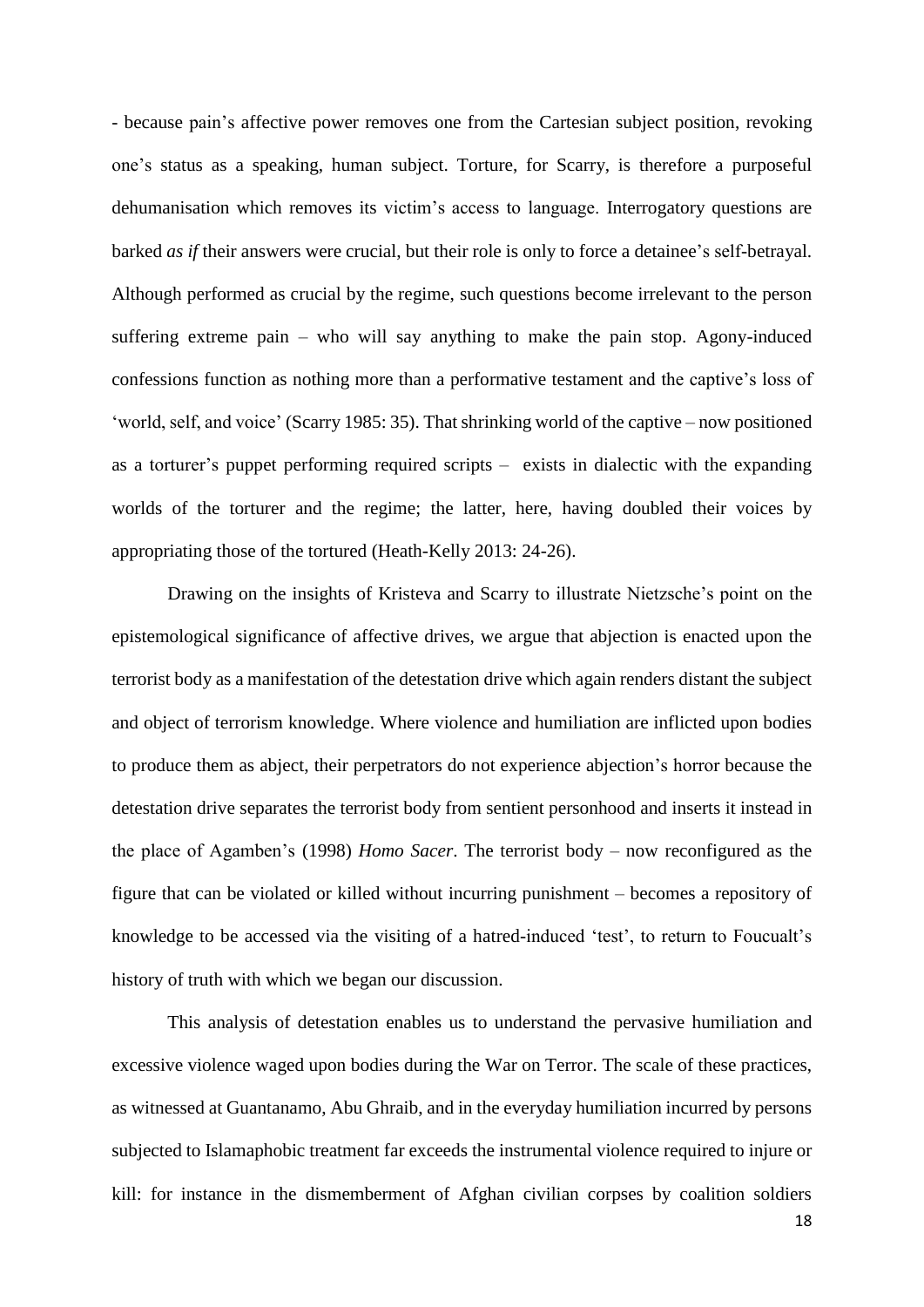- because pain's affective power removes one from the Cartesian subject position, revoking one's status as a speaking, human subject. Torture, for Scarry, is therefore a purposeful dehumanisation which removes its victim's access to language. Interrogatory questions are barked *as if* their answers were crucial, but their role is only to force a detainee's self-betrayal. Although performed as crucial by the regime, such questions become irrelevant to the person suffering extreme pain – who will say anything to make the pain stop. Agony-induced confessions function as nothing more than a performative testament and the captive's loss of 'world, self, and voice' (Scarry 1985: 35). That shrinking world of the captive – now positioned as a torturer's puppet performing required scripts – exists in dialectic with the expanding worlds of the torturer and the regime; the latter, here, having doubled their voices by appropriating those of the tortured (Heath-Kelly 2013: 24-26).

Drawing on the insights of Kristeva and Scarry to illustrate Nietzsche's point on the epistemological significance of affective drives, we argue that abjection is enacted upon the terrorist body as a manifestation of the detestation drive which again renders distant the subject and object of terrorism knowledge. Where violence and humiliation are inflicted upon bodies to produce them as abject, their perpetrators do not experience abjection's horror because the detestation drive separates the terrorist body from sentient personhood and inserts it instead in the place of Agamben's (1998) *Homo Sacer*. The terrorist body – now reconfigured as the figure that can be violated or killed without incurring punishment – becomes a repository of knowledge to be accessed via the visiting of a hatred-induced 'test', to return to Foucualt's history of truth with which we began our discussion.

This analysis of detestation enables us to understand the pervasive humiliation and excessive violence waged upon bodies during the War on Terror. The scale of these practices, as witnessed at Guantanamo, Abu Ghraib, and in the everyday humiliation incurred by persons subjected to Islamaphobic treatment far exceeds the instrumental violence required to injure or kill: for instance in the dismemberment of Afghan civilian corpses by coalition soldiers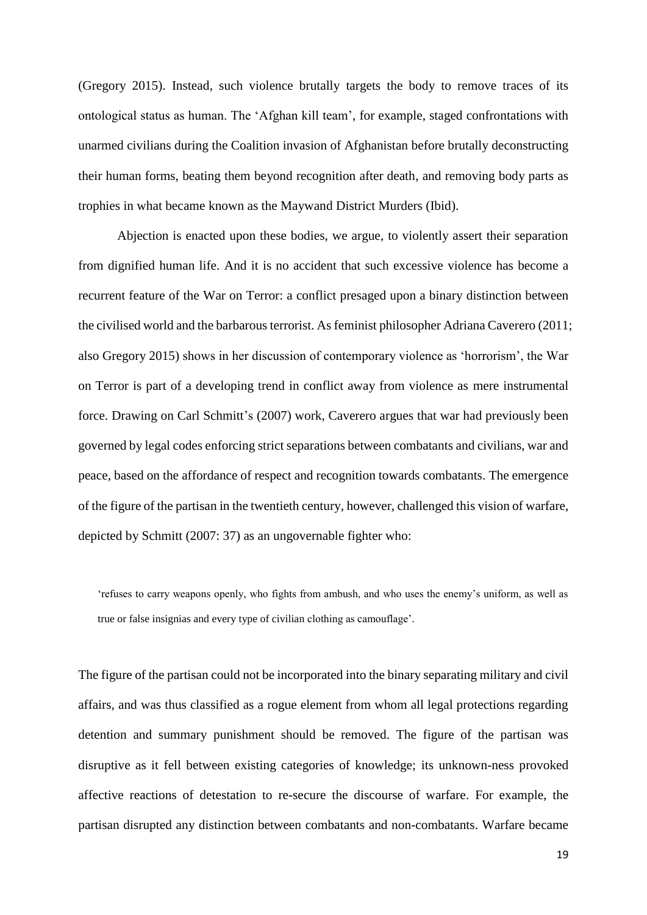(Gregory 2015). Instead, such violence brutally targets the body to remove traces of its ontological status as human. The 'Afghan kill team', for example, staged confrontations with unarmed civilians during the Coalition invasion of Afghanistan before brutally deconstructing their human forms, beating them beyond recognition after death, and removing body parts as trophies in what became known as the Maywand District Murders (Ibid).

Abjection is enacted upon these bodies, we argue, to violently assert their separation from dignified human life. And it is no accident that such excessive violence has become a recurrent feature of the War on Terror: a conflict presaged upon a binary distinction between the civilised world and the barbarous terrorist. As feminist philosopher Adriana Caverero (2011; also Gregory 2015) shows in her discussion of contemporary violence as 'horrorism', the War on Terror is part of a developing trend in conflict away from violence as mere instrumental force. Drawing on Carl Schmitt's (2007) work, Caverero argues that war had previously been governed by legal codes enforcing strict separations between combatants and civilians, war and peace, based on the affordance of respect and recognition towards combatants. The emergence of the figure of the partisan in the twentieth century, however, challenged this vision of warfare, depicted by Schmitt (2007: 37) as an ungovernable fighter who:

> 'refuses to carry weapons openly, who fights from ambush, and who uses the enemy's uniform, as well as true or false insignias and every type of civilian clothing as camouflage'.

The figure of the partisan could not be incorporated into the binary separating military and civil affairs, and was thus classified as a rogue element from whom all legal protections regarding detention and summary punishment should be removed. The figure of the partisan was disruptive as it fell between existing categories of knowledge; its unknown-ness provoked affective reactions of detestation to re-secure the discourse of warfare. For example, the partisan disrupted any distinction between combatants and non-combatants. Warfare became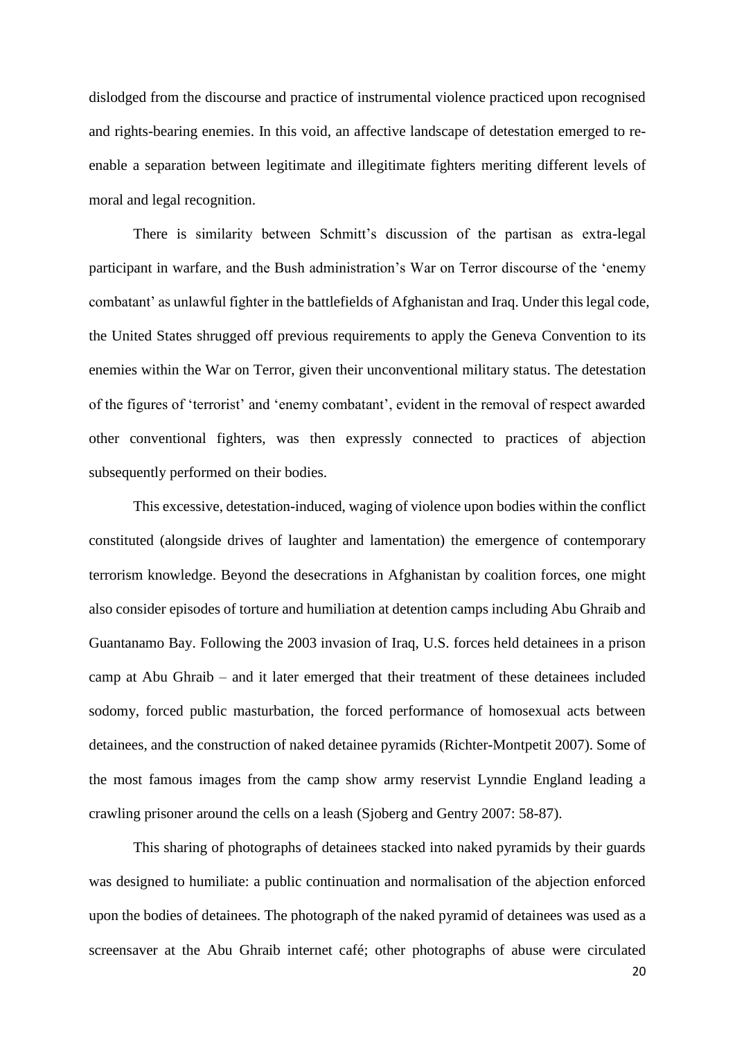dislodged from the discourse and practice of instrumental violence practiced upon recognised and rights-bearing enemies. In this void, an affective landscape of detestation emerged to re-enable a separation between legitimate and illegitimate fighters meriting different levels of moral and legal recognition.

There is similarity between Schmitt's discussion of the partisan as extra-legal participant in warfare, and the Bush administration's War on Terror discourse of the 'enemy combatant' as unlawful fighter in the battlefields of Afghanistan and Iraq. Under this legal code, the United States shrugged off previous requirements to apply the Geneva Convention to its enemies within the War on Terror, given their unconventional military status. The detestation of the figures of 'terrorist' and 'enemy combatant', evident in the removal of respect awarded other conventional fighters, was then expressly connected to practices of abjection subsequently performed on their bodies.

This excessive, detestation-induced, waging of violence upon bodies within the conflict constituted (alongside drives of laughter and lamentation) the emergence of contemporary terrorism knowledge. Beyond the desecrations in Afghanistan by coalition forces, one might also consider episodes of torture and humiliation at detention camps including Abu Ghraib and Guantanamo Bay. Following the 2003 invasion of Iraq, U.S. forces held detainees in a prison camp at Abu Ghraib – and it later emerged that their treatment of these detainees included sodomy, forced public masturbation, the forced performance of homosexual acts between detainees, and the construction of naked detainee pyramids (Richter-Montpetit 2007). Some of the most famous images from the camp show army reservist Lynndie England leading a crawling prisoner around the cells on a leash (Sjoberg and Gentry 2007: 58-87).

This sharing of photographs of detainees stacked into naked pyramids by their guards was designed to humiliate: a public continuation and normalisation of the abjection enforced upon the bodies of detainees. The photograph of the naked pyramid of detainees was used as a screensaver at the Abu Ghraib internet café; other photographs of abuse were circulated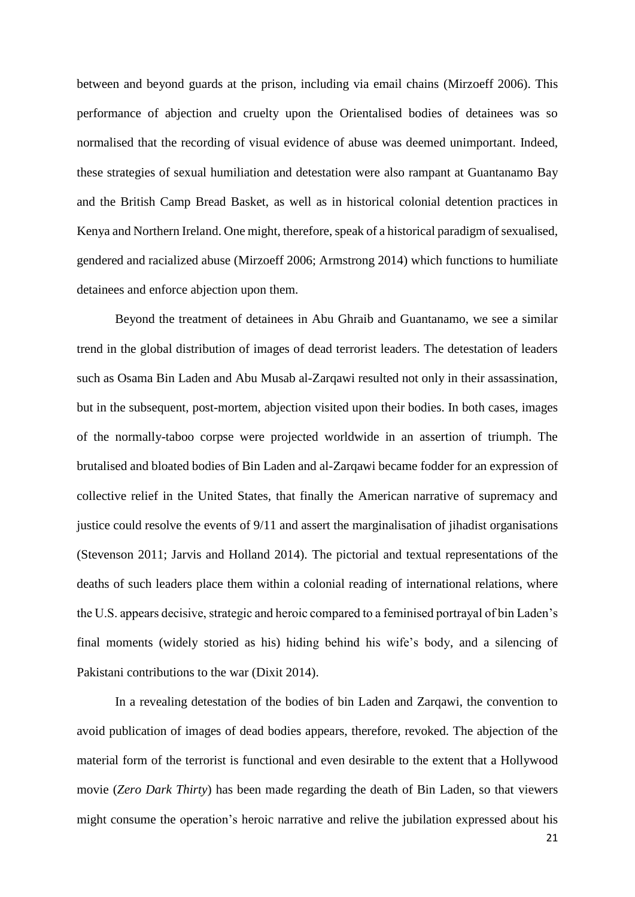between and beyond guards at the prison, including via email chains (Mirzoeff 2006). This performance of abjection and cruelty upon the Orientalised bodies of detainees was so normalised that the recording of visual evidence of abuse was deemed unimportant. Indeed, these strategies of sexual humiliation and detestation were also rampant at Guantanamo Bay and the British Camp Bread Basket, as well as in historical colonial detention practices in Kenya and Northern Ireland. One might, therefore, speak of a historical paradigm of sexualised, gendered and racialized abuse (Mirzoeff 2006; Armstrong 2014) which functions to humiliate detainees and enforce abjection upon them.

Beyond the treatment of detainees in Abu Ghraib and Guantanamo, we see a similar trend in the global distribution of images of dead terrorist leaders. The detestation of leaders such as Osama Bin Laden and Abu Musab al-Zarqawi resulted not only in their assassination, but in the subsequent, post-mortem, abjection visited upon their bodies. In both cases, images of the normally-taboo corpse were projected worldwide in an assertion of triumph. The brutalised and bloated bodies of Bin Laden and al-Zarqawi became fodder for an expression of collective relief in the United States, that finally the American narrative of supremacy and justice could resolve the events of 9/11 and assert the marginalisation of jihadist organisations (Stevenson 2011; Jarvis and Holland 2014). The pictorial and textual representations of the deaths of such leaders place them within a colonial reading of international relations, where the U.S. appears decisive, strategic and heroic compared to a feminised portrayal of bin Laden's final moments (widely storied as his) hiding behind his wife's body, and a silencing of Pakistani contributions to the war (Dixit 2014).

In a revealing detestation of the bodies of bin Laden and Zarqawi, the convention to avoid publication of images of dead bodies appears, therefore, revoked. The abjection of the material form of the terrorist is functional and even desirable to the extent that a Hollywood movie (*Zero Dark Thirty*) has been made regarding the death of Bin Laden, so that viewers might consume the operation's heroic narrative and relive the jubilation expressed about his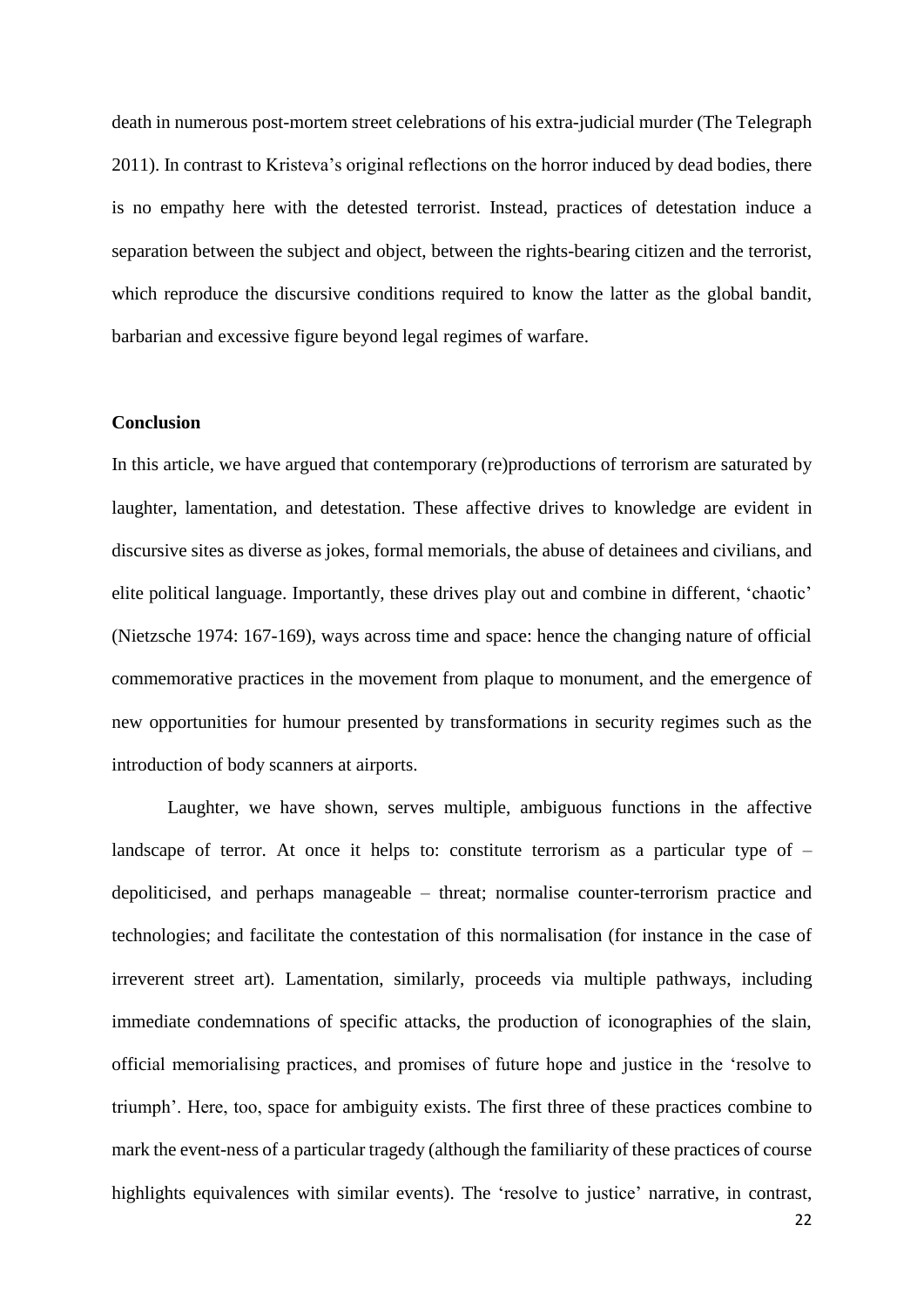death in numerous post-mortem street celebrations of his extra-judicial murder (The Telegraph 2011). In contrast to Kristeva's original reflections on the horror induced by dead bodies, there is no empathy here with the detested terrorist. Instead, practices of detestation induce a separation between the subject and object, between the rights-bearing citizen and the terrorist, which reproduce the discursive conditions required to know the latter as the global bandit, barbarian and excessive figure beyond legal regimes of warfare.

## Conclusion

In this article, we have argued that contemporary (re)productions of terrorism are saturated by laughter, lamentation, and detestation. These affective drives to knowledge are evident in discursive sites as diverse as jokes, formal memorials, the abuse of detainees and civilians, and elite political language. Importantly, these drives play out and combine in different, 'chaotic' (Nietzsche 1974: 167-169), ways across time and space: hence the changing nature of official commemorative practices in the movement from plaque to monument, and the emergence of new opportunities for humour presented by transformations in security regimes such as the introduction of body scanners at airports.

Laughter, we have shown, serves multiple, ambiguous functions in the affective landscape of terror. At once it helps to: constitute terrorism as a particular type of – depoliticised, and perhaps manageable – threat; normalise counter-terrorism practice and technologies; and facilitate the contestation of this normalisation (for instance in the case of irreverent street art). Lamentation, similarly, proceeds via multiple pathways, including immediate condemnations of specific attacks, the production of iconographies of the slain, official memorialising practices, and promises of future hope and justice in the 'resolve to triumph'. Here, too, space for ambiguity exists. The first three of these practices combine to mark the event-ness of a particular tragedy (although the familiarity of these practices of course highlights equivalences with similar events). The 'resolve to justice' narrative, in contrast,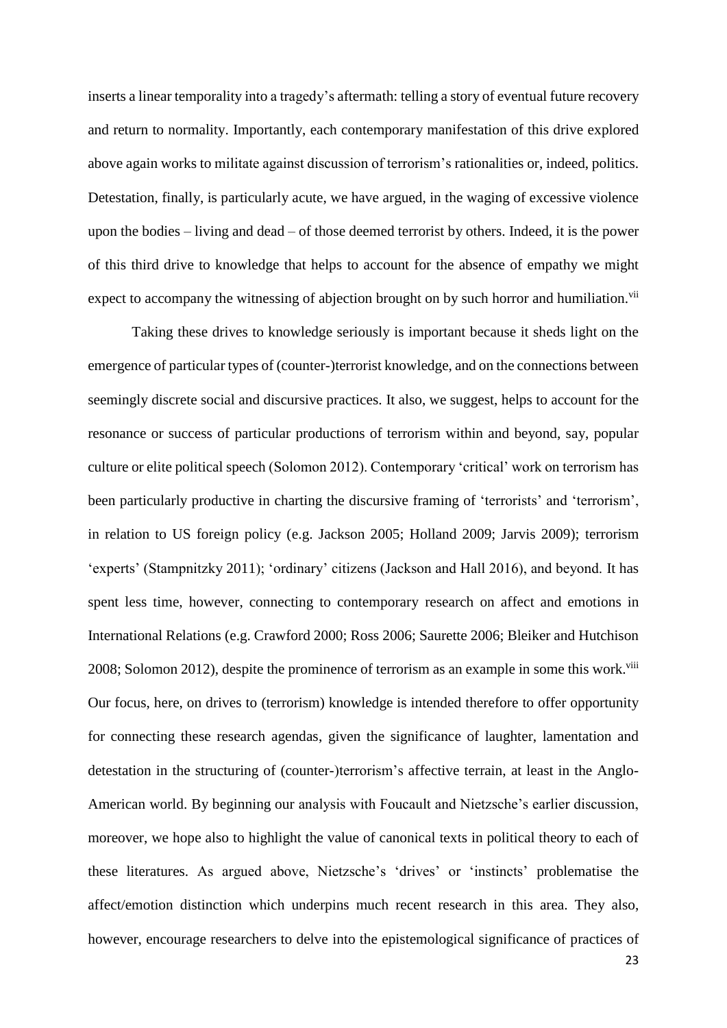inserts a linear temporality into a tragedy's aftermath: telling a story of eventual future recovery and return to normality. Importantly, each contemporary manifestation of this drive explored above again works to militate against discussion of terrorism's rationalities or, indeed, politics. Detestation, finally, is particularly acute, we have argued, in the waging of excessive violence upon the bodies – living and dead – of those deemed terrorist by others. Indeed, it is the power of this third drive to knowledge that helps to account for the absence of empathy we might expect to accompany the witnessing of abjection brought on by such horror and humiliation.[vii]

Taking these drives to knowledge seriously is important because it sheds light on the emergence of particular types of (counter-)terrorist knowledge, and on the connections between seemingly discrete social and discursive practices. It also, we suggest, helps to account for the resonance or success of particular productions of terrorism within and beyond, say, popular culture or elite political speech (Solomon 2012). Contemporary 'critical' work on terrorism has been particularly productive in charting the discursive framing of 'terrorists' and 'terrorism', in relation to US foreign policy (e.g. Jackson 2005; Holland 2009; Jarvis 2009); terrorism 'experts' (Stampnitzky 2011); 'ordinary' citizens (Jackson and Hall 2016), and beyond. It has spent less time, however, connecting to contemporary research on affect and emotions in International Relations (e.g. Crawford 2000; Ross 2006; Saurette 2006; Bleiker and Hutchison 2008; Solomon 2012), despite the prominence of terrorism as an example in some this work.[viii] Our focus, here, on drives to (terrorism) knowledge is intended therefore to offer opportunity for connecting these research agendas, given the significance of laughter, lamentation and detestation in the structuring of (counter-)terrorism's affective terrain, at least in the Anglo-American world. By beginning our analysis with Foucault and Nietzsche's earlier discussion, moreover, we hope also to highlight the value of canonical texts in political theory to each of these literatures. As argued above, Nietzsche's 'drives' or 'instincts' problematise the affect/emotion distinction which underpins much recent research in this area. They also, however, encourage researchers to delve into the epistemological significance of practices of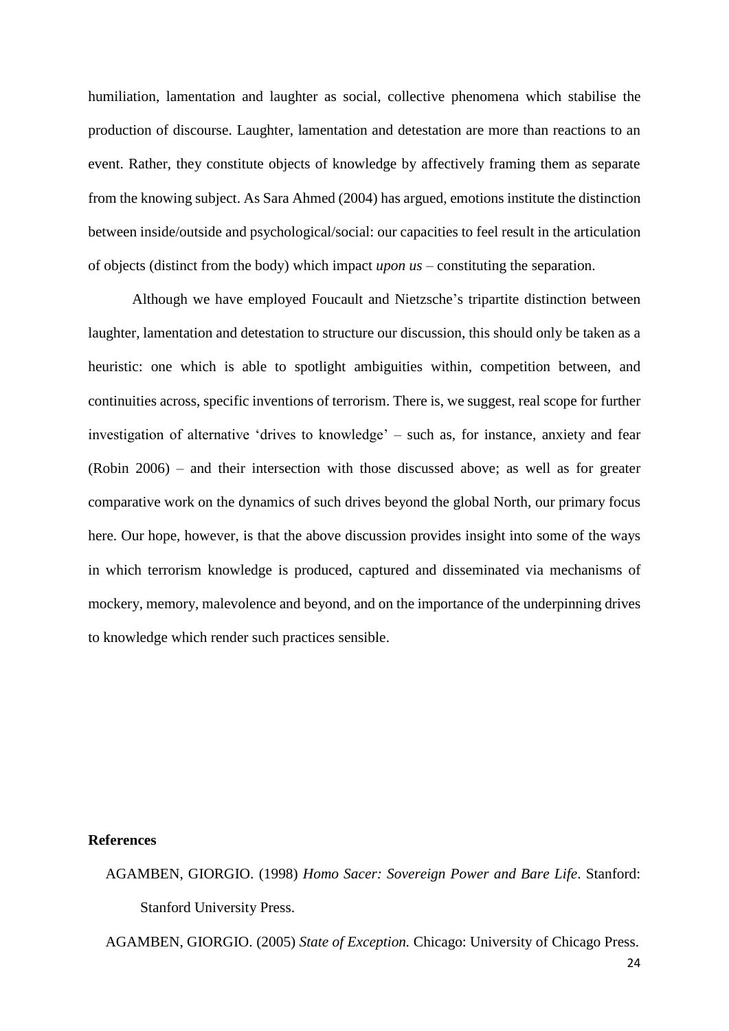humiliation, lamentation and laughter as social, collective phenomena which stabilise the production of discourse. Laughter, lamentation and detestation are more than reactions to an event. Rather, they constitute objects of knowledge by affectively framing them as separate from the knowing subject. As Sara Ahmed (2004) has argued, emotions institute the distinction between inside/outside and psychological/social: our capacities to feel result in the articulation of objects (distinct from the body) which impact *upon us* – constituting the separation.

Although we have employed Foucault and Nietzsche's tripartite distinction between laughter, lamentation and detestation to structure our discussion, this should only be taken as a heuristic: one which is able to spotlight ambiguities within, competition between, and continuities across, specific inventions of terrorism. There is, we suggest, real scope for further investigation of alternative 'drives to knowledge' – such as, for instance, anxiety and fear (Robin 2006) – and their intersection with those discussed above; as well as for greater comparative work on the dynamics of such drives beyond the global North, our primary focus here. Our hope, however, is that the above discussion provides insight into some of the ways in which terrorism knowledge is produced, captured and disseminated via mechanisms of mockery, memory, malevolence and beyond, and on the importance of the underpinning drives to knowledge which render such practices sensible.

**References**

AGAMBEN, GIORGIO. (1998) *Homo Sacer: Sovereign Power and Bare Life*. Stanford: Stanford University Press.

AGAMBEN, GIORGIO. (2005) *State of Exception.* Chicago: University of Chicago Press.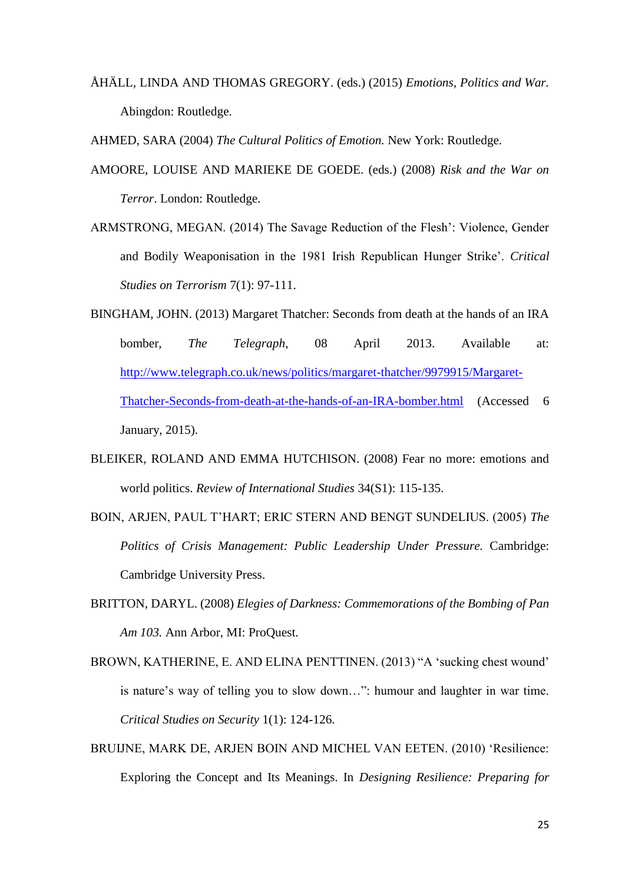ÅHÄLL, LINDA AND THOMAS GREGORY. (eds.) (2015) *Emotions, Politics and War.* Abingdon: Routledge.

AHMED, SARA (2004) *The Cultural Politics of Emotion.* New York: Routledge.

AMOORE, LOUISE AND MARIEKE DE GOEDE. (eds.) (2008) *Risk and the War on Terror*. London: Routledge.

ARMSTRONG, MEGAN. (2014) The Savage Reduction of the Flesh': Violence, Gender and Bodily Weaponisation in the 1981 Irish Republican Hunger Strike'. *Critical Studies on Terrorism* 7(1): 97-111.

BINGHAM, JOHN. (2013) Margaret Thatcher: Seconds from death at the hands of an IRA bomber, *The Telegraph*, 08 April 2013. Available at: [http://www.telegraph.co.uk/news/politics/margaret-thatcher/9979915/Margaret-Thatcher-Seconds-from-death-at-the-hands-of-an-IRA-bomber.html](http://www.telegraph.co.uk/news/politics/margaret-thatcher/9979915/Margaret-Thatcher-Seconds-from-death-at-the-hands-of-an-IRA-bomber.html) (Accessed 6 January, 2015).

BLEIKER, ROLAND AND EMMA HUTCHISON. (2008) Fear no more: emotions and world politics. *Review of International Studies* 34(S1): 115-135.

BOIN, ARJEN, PAUL T'HART; ERIC STERN AND BENGT SUNDELIUS. (2005) *The Politics of Crisis Management: Public Leadership Under Pressure.* Cambridge: Cambridge University Press.

BRITTON, DARYL. (2008) *Elegies of Darkness: Commemorations of the Bombing of Pan Am 103.* Ann Arbor, MI: ProQuest.

BROWN, KATHERINE, E. AND ELINA PENTTINEN. (2013) "A 'sucking chest wound' is nature's way of telling you to slow down…": humour and laughter in war time. *Critical Studies on Security* 1(1): 124-126.

BRUIJNE, MARK DE, ARJEN BOIN AND MICHEL VAN EETEN. (2010) 'Resilience: Exploring the Concept and Its Meanings. In *Designing Resilience: Preparing for*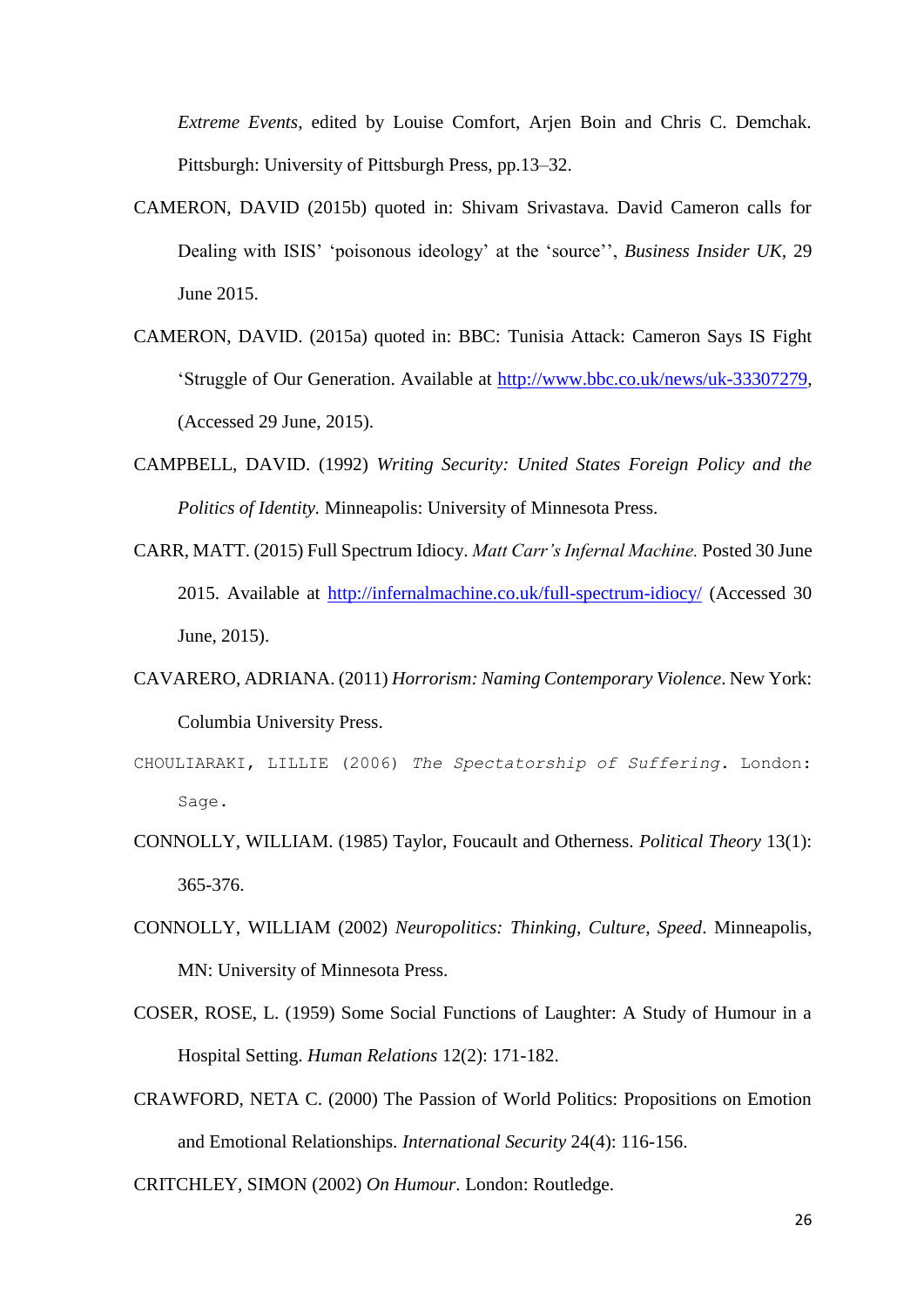*Extreme Events*, edited by Louise Comfort, Arjen Boin and Chris C. Demchak. Pittsburgh: University of Pittsburgh Press, pp.13–32.

CAMERON, DAVID (2015b) quoted in: Shivam Srivastava. David Cameron calls for Dealing with ISIS' 'poisonous ideology' at the 'source'', *Business Insider UK,* 29 June 2015.

CAMERON, DAVID. (2015a) quoted in: BBC: Tunisia Attack: Cameron Says IS Fight 'Struggle of Our Generation. Available at http://www.bbc.co.uk/news/uk-33307279, (Accessed 29 June, 2015).

CAMPBELL, DAVID. (1992) *Writing Security: United States Foreign Policy and the Politics of Identity.* Minneapolis: University of Minnesota Press.

CARR, MATT. (2015) Full Spectrum Idiocy. *Matt Carr's Infernal Machine.* Posted 30 June 2015. Available at http://infernalmachine.co.uk/full-spectrum-idiocy/ (Accessed 30 June, 2015).

CAVARERO, ADRIANA. (2011) *Horrorism: Naming Contemporary Violence*. New York: Columbia University Press.

CHOULIARAKI, LILLIE (2006) *The Spectatorship of Suffering.* London: Sage.

CONNOLLY, WILLIAM. (1985) Taylor, Foucault and Otherness. *Political Theory* 13(1): 365-376.

CONNOLLY, WILLIAM (2002) *Neuropolitics: Thinking, Culture, Speed*. Minneapolis, MN: University of Minnesota Press.

COSER, ROSE, L. (1959) Some Social Functions of Laughter: A Study of Humour in a Hospital Setting. *Human Relations* 12(2): 171-182.

CRAWFORD, NETA C. (2000) The Passion of World Politics: Propositions on Emotion and Emotional Relationships. *International Security* 24(4): 116-156.

CRITCHLEY, SIMON (2002) *On Humour*. London: Routledge.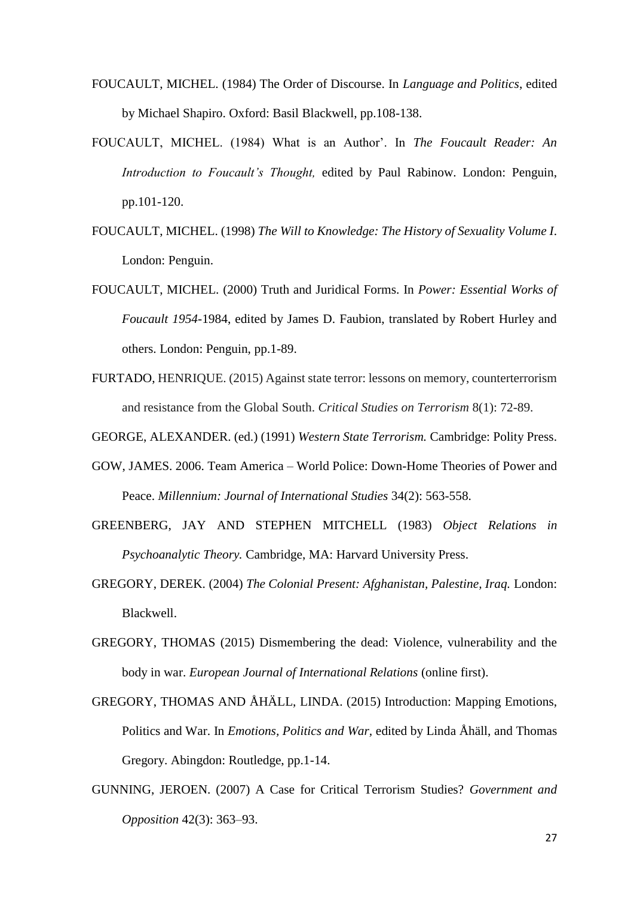FOUCAULT, MICHEL. (1984) The Order of Discourse. In *Language and Politics*, edited by Michael Shapiro. Oxford: Basil Blackwell, pp.108-138.

FOUCAULT, MICHEL. (1984) What is an Author'. In *The Foucault Reader: An Introduction to Foucault's Thought,* edited by Paul Rabinow. London: Penguin, pp.101-120.

FOUCAULT, MICHEL. (1998) *The Will to Knowledge: The History of Sexuality Volume I*. London: Penguin.

FOUCAULT, MICHEL. (2000) Truth and Juridical Forms. In *Power: Essential Works of Foucault 1954*-1984, edited by James D. Faubion, translated by Robert Hurley and others. London: Penguin, pp.1-89.

FURTADO, HENRIQUE. (2015) Against state terror: lessons on memory, counterterrorism and resistance from the Global South. *Critical Studies on Terrorism* 8(1): 72-89.

GEORGE, ALEXANDER. (ed.) (1991) *Western State Terrorism.* Cambridge: Polity Press.

GOW, JAMES. 2006. Team America – World Police: Down-Home Theories of Power and Peace. *Millennium: Journal of International Studies* 34(2): 563-558.

GREENBERG, JAY AND STEPHEN MITCHELL (1983) *Object Relations in Psychoanalytic Theory.* Cambridge, MA: Harvard University Press.

GREGORY, DEREK. (2004) *The Colonial Present: Afghanistan, Palestine, Iraq.* London: Blackwell.

GREGORY, THOMAS (2015) Dismembering the dead: Violence, vulnerability and the body in war. *European Journal of International Relations* (online first).

GREGORY, THOMAS AND ÅHÄLL, LINDA. (2015) Introduction: Mapping Emotions, Politics and War. In *Emotions, Politics and War*, edited by Linda Åhäll, and Thomas Gregory. Abingdon: Routledge, pp.1-14.

GUNNING, JEROEN. (2007) A Case for Critical Terrorism Studies? *Government and Opposition* 42(3): 363–93.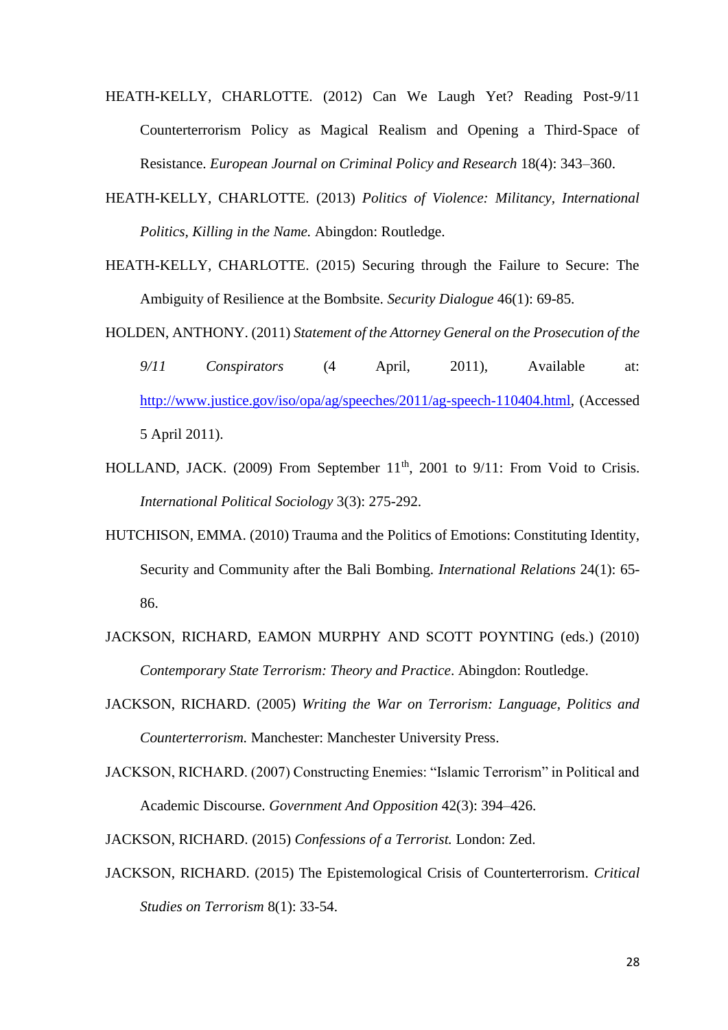HEATH-KELLY, CHARLOTTE. (2012) Can We Laugh Yet? Reading Post-9/11 Counterterrorism Policy as Magical Realism and Opening a Third-Space of Resistance. *European Journal on Criminal Policy and Research* 18(4): 343–360.

HEATH-KELLY, CHARLOTTE. (2013) *Politics of Violence: Militancy, International Politics, Killing in the Name.* Abingdon: Routledge.

HEATH-KELLY, CHARLOTTE. (2015) Securing through the Failure to Secure: The Ambiguity of Resilience at the Bombsite. *Security Dialogue* 46(1): 69-85.

HOLDEN, ANTHONY. (2011) *Statement of the Attorney General on the Prosecution of the 9/11 Conspirators* (4 April, 2011), Available at: http://www.justice.gov/iso/opa/ag/speeches/2011/ag-speech-110404.html, (Accessed 5 April 2011).

HOLLAND, JACK. (2009) From September 11th, 2001 to 9/11: From Void to Crisis. *International Political Sociology* 3(3): 275-292.

HUTCHISON, EMMA. (2010) Trauma and the Politics of Emotions: Constituting Identity, Security and Community after the Bali Bombing. *International Relations* 24(1): 65-86.

JACKSON, RICHARD, EAMON MURPHY AND SCOTT POYNTING (eds.) (2010) *Contemporary State Terrorism: Theory and Practice*. Abingdon: Routledge.

JACKSON, RICHARD. (2005) *Writing the War on Terrorism: Language, Politics and Counterterrorism.* Manchester: Manchester University Press.

JACKSON, RICHARD. (2007) Constructing Enemies: "Islamic Terrorism" in Political and Academic Discourse. *Government And Opposition* 42(3): 394–426.

JACKSON, RICHARD. (2015) *Confessions of a Terrorist.* London: Zed.

JACKSON, RICHARD. (2015) The Epistemological Crisis of Counterterrorism. *Critical Studies on Terrorism* 8(1): 33-54.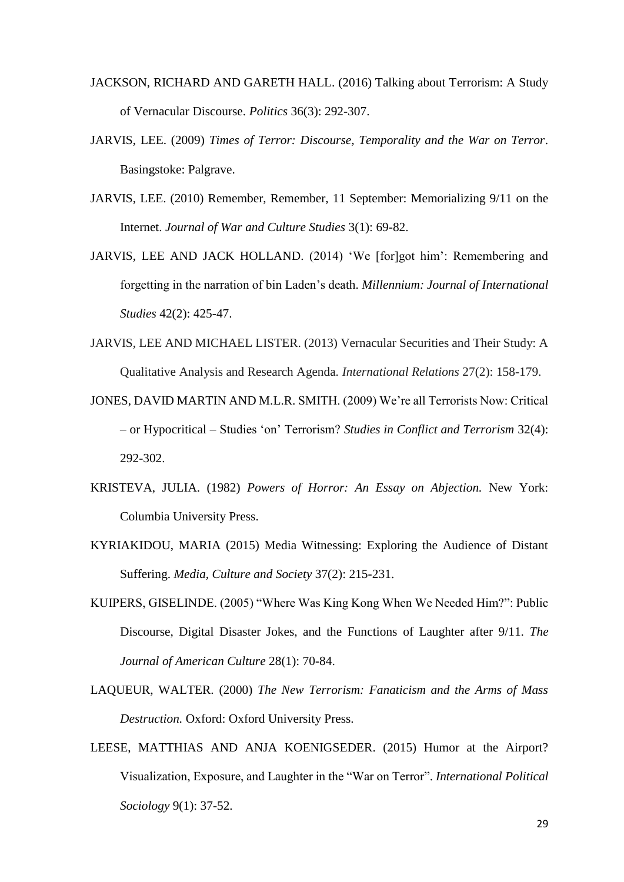JACKSON, RICHARD AND GARETH HALL. (2016) Talking about Terrorism: A Study of Vernacular Discourse. *Politics* 36(3): 292-307.

JARVIS, LEE. (2009) *Times of Terror: Discourse, Temporality and the War on Terror*. Basingstoke: Palgrave.

JARVIS, LEE. (2010) Remember, Remember, 11 September: Memorializing 9/11 on the Internet. *Journal of War and Culture Studies* 3(1): 69-82.

JARVIS, LEE AND JACK HOLLAND. (2014) 'We [for]got him': Remembering and forgetting in the narration of bin Laden's death. *Millennium: Journal of International Studies* 42(2): 425-47.

JARVIS, LEE AND MICHAEL LISTER. (2013) Vernacular Securities and Their Study: A Qualitative Analysis and Research Agenda. *International Relations* 27(2): 158-179.

JONES, DAVID MARTIN AND M.L.R. SMITH. (2009) We're all Terrorists Now: Critical – or Hypocritical – Studies 'on' Terrorism? *Studies in Conflict and Terrorism* 32(4): 292-302.

KRISTEVA, JULIA. (1982) *Powers of Horror: An Essay on Abjection.* New York: Columbia University Press.

KYRIAKIDOU, MARIA (2015) Media Witnessing: Exploring the Audience of Distant Suffering. *Media, Culture and Society* 37(2): 215-231.

KUIPERS, GISELINDE. (2005) "Where Was King Kong When We Needed Him?": Public Discourse, Digital Disaster Jokes, and the Functions of Laughter after 9/11. *The Journal of American Culture* 28(1): 70-84.

LAQUEUR, WALTER. (2000) *The New Terrorism: Fanaticism and the Arms of Mass Destruction.* Oxford: Oxford University Press.

LEESE, MATTHIAS AND ANJA KOENIGSEDER. (2015) Humor at the Airport? Visualization, Exposure, and Laughter in the "War on Terror". *International Political Sociology* 9(1): 37-52.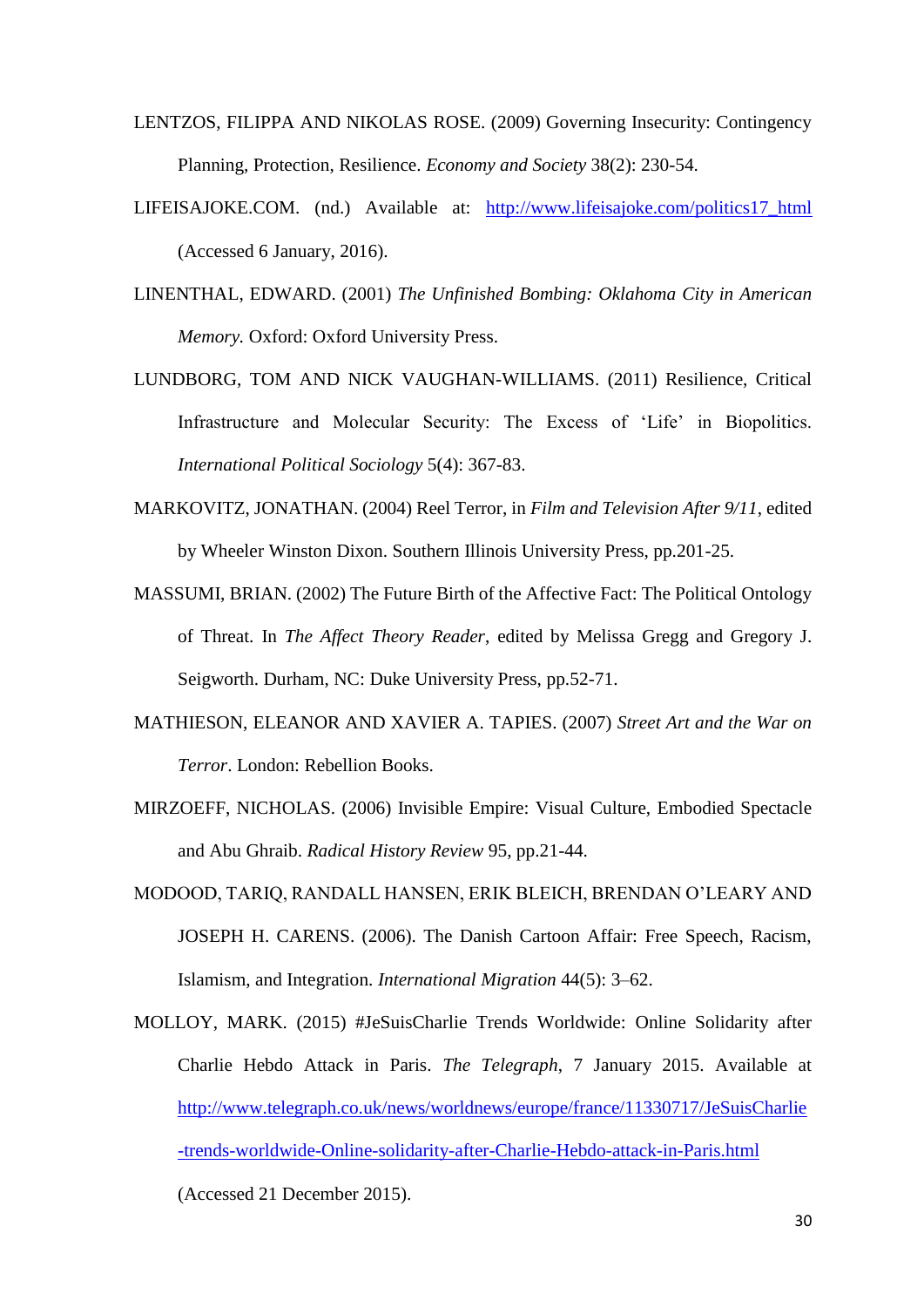LENTZOS, FILIPPA AND NIKOLAS ROSE. (2009) Governing Insecurity: Contingency Planning, Protection, Resilience. *Economy and Society* 38(2): 230-54.

LIFEISAJOKE.COM. (nd.) Available at: http://www.lifeisajoke.com/politics17_html (Accessed 6 January, 2016).

LINENTHAL, EDWARD. (2001) *The Unfinished Bombing: Oklahoma City in American Memory.* Oxford: Oxford University Press.

LUNDBORG, TOM AND NICK VAUGHAN-WILLIAMS. (2011) Resilience, Critical Infrastructure and Molecular Security: The Excess of 'Life' in Biopolitics. *International Political Sociology* 5(4): 367-83.

MARKOVITZ, JONATHAN. (2004) Reel Terror, in *Film and Television After 9/11*, edited by Wheeler Winston Dixon. Southern Illinois University Press, pp.201-25.

MASSUMI, BRIAN. (2002) The Future Birth of the Affective Fact: The Political Ontology of Threat. In *The Affect Theory Reader*, edited by Melissa Gregg and Gregory J. Seigworth. Durham, NC: Duke University Press, pp.52-71.

MATHIESON, ELEANOR AND XAVIER A. TAPIES. (2007) *Street Art and the War on Terror*. London: Rebellion Books.

MIRZOEFF, NICHOLAS. (2006) Invisible Empire: Visual Culture, Embodied Spectacle and Abu Ghraib. *Radical History Review* 95, pp.21-44.

MODOOD, TARIQ, RANDALL HANSEN, ERIK BLEICH, BRENDAN O'LEARY AND JOSEPH H. CARENS. (2006). The Danish Cartoon Affair: Free Speech, Racism, Islamism, and Integration. *International Migration* 44(5): 3–62.

MOLLOY, MARK. (2015) #JeSuisCharlie Trends Worldwide: Online Solidarity after Charlie Hebdo Attack in Paris. *The Telegraph*, 7 January 2015. Available at http://www.telegraph.co.uk/news/worldnews/europe/france/11330717/JeSuisCharlie-trends-worldwide-Online-solidarity-after-Charlie-Hebdo-attack-in-Paris.html (Accessed 21 December 2015).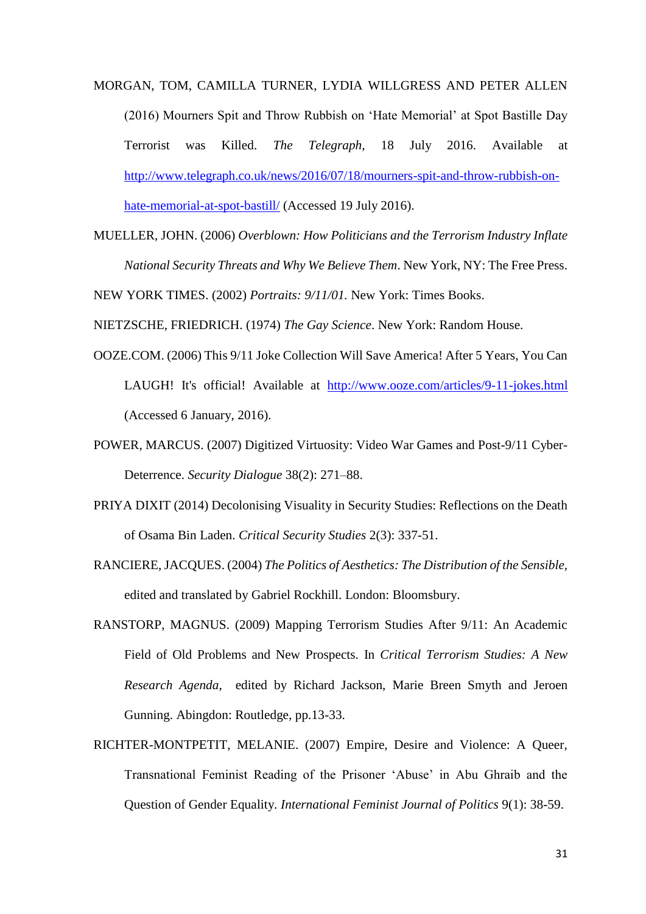MORGAN, TOM, CAMILLA TURNER, LYDIA WILLGRESS AND PETER ALLEN (2016) Mourners Spit and Throw Rubbish on 'Hate Memorial' at Spot Bastille Day Terrorist was Killed. *The Telegraph*, 18 July 2016. Available at http://www.telegraph.co.uk/news/2016/07/18/mourners-spit-and-throw-rubbish-on-hate-memorial-at-spot-bastill/ (Accessed 19 July 2016).

MUELLER, JOHN. (2006) *Overblown: How Politicians and the Terrorism Industry Inflate National Security Threats and Why We Believe Them*. New York, NY: The Free Press.

NEW YORK TIMES. (2002) *Portraits: 9/11/01.* New York: Times Books.

NIETZSCHE, FRIEDRICH. (1974) *The Gay Science*. New York: Random House.

OOZE.COM. (2006) This 9/11 Joke Collection Will Save America! After 5 Years, You Can LAUGH! It's official! Available at http://www.ooze.com/articles/9-11-jokes.html (Accessed 6 January, 2016).

POWER, MARCUS. (2007) Digitized Virtuosity: Video War Games and Post-9/11 Cyber-Deterrence. *Security Dialogue* 38(2): 271–88.

PRIYA DIXIT (2014) Decolonising Visuality in Security Studies: Reflections on the Death of Osama Bin Laden. *Critical Security Studies* 2(3): 337-51.

RANCIERE, JACQUES. (2004) *The Politics of Aesthetics: The Distribution of the Sensible*, edited and translated by Gabriel Rockhill. London: Bloomsbury.

RANSTORP, MAGNUS. (2009) Mapping Terrorism Studies After 9/11: An Academic Field of Old Problems and New Prospects. In *Critical Terrorism Studies: A New Research Agenda*, edited by Richard Jackson, Marie Breen Smyth and Jeroen Gunning. Abingdon: Routledge, pp.13-33.

RICHTER-MONTPETIT, MELANIE. (2007) Empire, Desire and Violence: A Queer, Transnational Feminist Reading of the Prisoner 'Abuse' in Abu Ghraib and the Question of Gender Equality. *International Feminist Journal of Politics* 9(1): 38-59.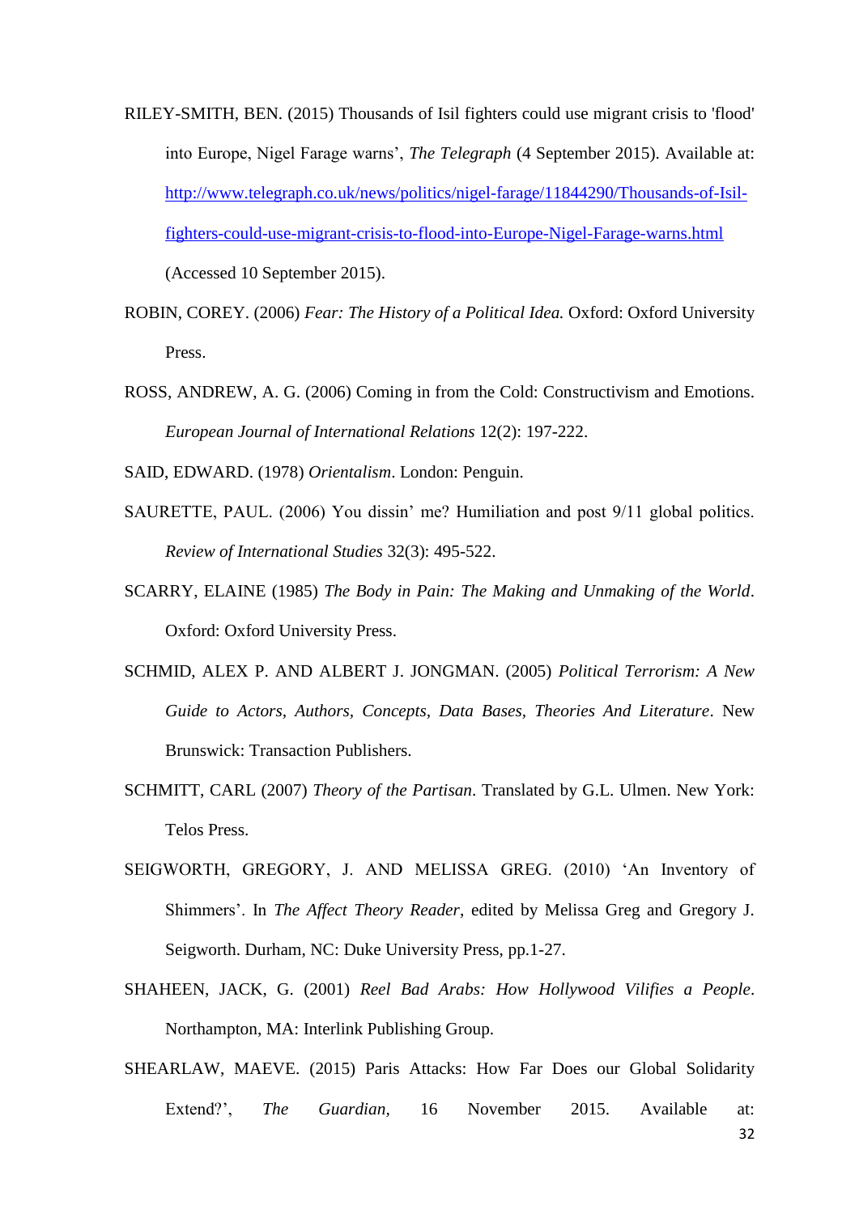RILEY-SMITH, BEN. (2015) Thousands of Isil fighters could use migrant crisis to 'flood' into Europe, Nigel Farage warns', *The Telegraph* (4 September 2015). Available at: [http://www.telegraph.co.uk/news/politics/nigel-farage/11844290/Thousands-of-Isil-fighters-could-use-migrant-crisis-to-flood-into-Europe-Nigel-Farage-warns.html](http://www.telegraph.co.uk/news/politics/nigel-farage/11844290/Thousands-of-Isil-fighters-could-use-migrant-crisis-to-flood-into-Europe-Nigel-Farage-warns.html) (Accessed 10 September 2015).

ROBIN, COREY. (2006) *Fear: The History of a Political Idea.* Oxford: Oxford University Press.

ROSS, ANDREW, A. G. (2006) Coming in from the Cold: Constructivism and Emotions. *European Journal of International Relations* 12(2): 197-222.

SAID, EDWARD. (1978) *Orientalism*. London: Penguin.

SAURETTE, PAUL. (2006) You dissin' me? Humiliation and post 9/11 global politics. *Review of International Studies* 32(3): 495-522.

SCARRY, ELAINE (1985) *The Body in Pain: The Making and Unmaking of the World*. Oxford: Oxford University Press.

SCHMID, ALEX P. AND ALBERT J. JONGMAN. (2005) *Political Terrorism: A New Guide to Actors, Authors, Concepts, Data Bases, Theories And Literature*. New Brunswick: Transaction Publishers.

SCHMITT, CARL (2007) *Theory of the Partisan*. Translated by G.L. Ulmen. New York: Telos Press.

SEIGWORTH, GREGORY, J. AND MELISSA GREG. (2010) 'An Inventory of Shimmers'. In *The Affect Theory Reader*, edited by Melissa Greg and Gregory J. Seigworth. Durham, NC: Duke University Press, pp.1-27.

SHAHEEN, JACK, G. (2001) *Reel Bad Arabs: How Hollywood Vilifies a People*. Northampton, MA: Interlink Publishing Group.

SHEARLAW, MAEVE. (2015) Paris Attacks: How Far Does our Global Solidarity Extend?', *The Guardian*, 16 November 2015. Available at: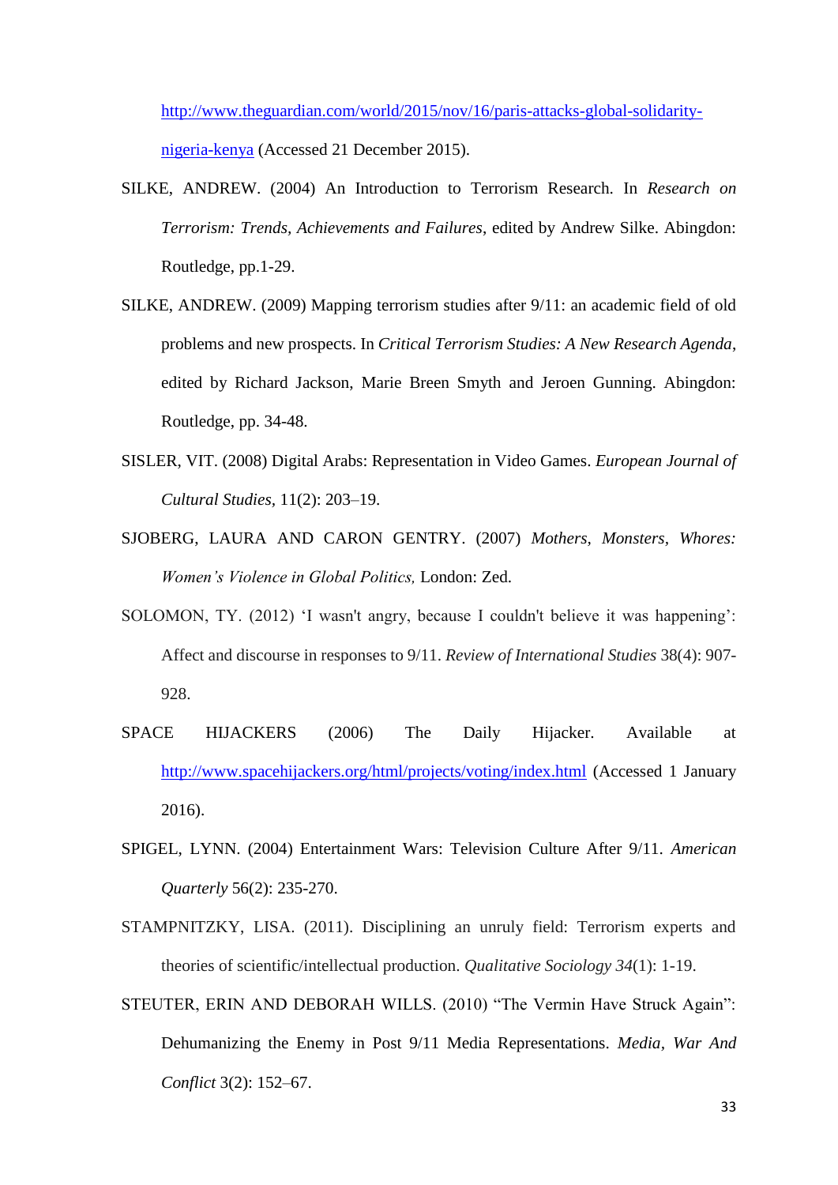http://www.theguardian.com/world/2015/nov/16/paris-attacks-global-solidarity-nigeria-kenya (Accessed 21 December 2015).

SILKE, ANDREW. (2004) An Introduction to Terrorism Research. In *Research on Terrorism: Trends, Achievements and Failures*, edited by Andrew Silke. Abingdon: Routledge, pp.1-29.

SILKE, ANDREW. (2009) Mapping terrorism studies after 9/11: an academic field of old problems and new prospects. In *Critical Terrorism Studies: A New Research Agenda*, edited by Richard Jackson, Marie Breen Smyth and Jeroen Gunning. Abingdon: Routledge, pp. 34-48.

SISLER, VIT. (2008) Digital Arabs: Representation in Video Games. *European Journal of Cultural Studies*, 11(2): 203–19.

SJOBERG, LAURA AND CARON GENTRY. (2007) *Mothers, Monsters, Whores: Women's Violence in Global Politics,* London: Zed.

SOLOMON, TY. (2012) 'I wasn't angry, because I couldn't believe it was happening': Affect and discourse in responses to 9/11. *Review of International Studies* 38(4): 907-928.

SPACE HIJACKERS (2006) The Daily Hijacker. Available at http://www.spacehijackers.org/html/projects/voting/index.html (Accessed 1 January 2016).

SPIGEL, LYNN. (2004) Entertainment Wars: Television Culture After 9/11. *American Quarterly* 56(2): 235-270.

STAMPNITZKY, LISA. (2011). Disciplining an unruly field: Terrorism experts and theories of scientific/intellectual production. *Qualitative Sociology 34*(1): 1-19.

STEUTER, ERIN AND DEBORAH WILLS. (2010) "The Vermin Have Struck Again": Dehumanizing the Enemy in Post 9/11 Media Representations. *Media, War And Conflict* 3(2): 152–67.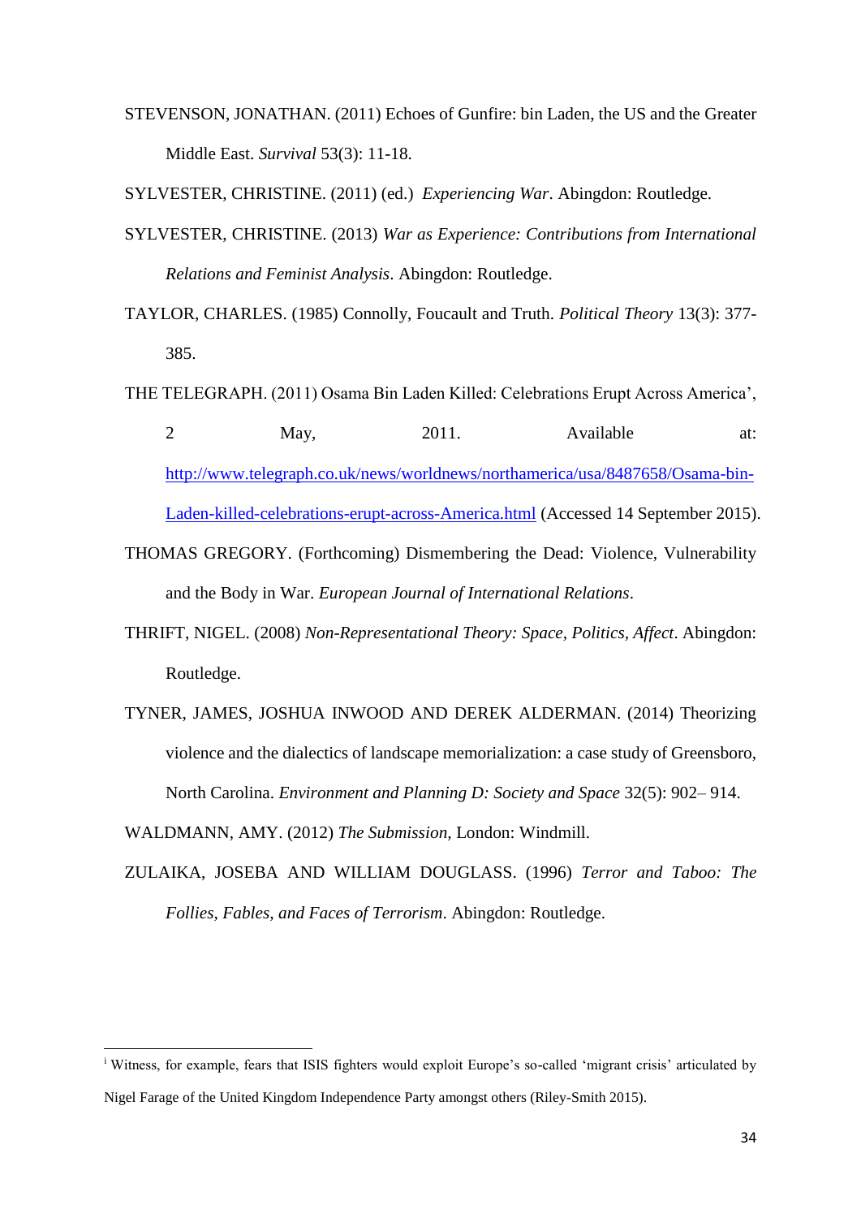STEVENSON, JONATHAN. (2011) Echoes of Gunfire: bin Laden, the US and the Greater Middle East. *Survival* 53(3): 11-18.

SYLVESTER, CHRISTINE. (2011) (ed.) *Experiencing War*. Abingdon: Routledge.

SYLVESTER, CHRISTINE. (2013) *War as Experience: Contributions from International Relations and Feminist Analysis*. Abingdon: Routledge.

TAYLOR, CHARLES. (1985) Connolly, Foucault and Truth. *Political Theory* 13(3): 377-385.

THE TELEGRAPH. (2011) Osama Bin Laden Killed: Celebrations Erupt Across America', 2 May, 2011. Available at: http://www.telegraph.co.uk/news/worldnews/northamerica/usa/8487658/Osama-bin-Laden-killed-celebrations-erupt-across-America.html (Accessed 14 September 2015).

THOMAS GREGORY. (Forthcoming) Dismembering the Dead: Violence, Vulnerability and the Body in War. *European Journal of International Relations*.

THRIFT, NIGEL. (2008) *Non-Representational Theory: Space, Politics, Affect*. Abingdon: Routledge.

TYNER, JAMES, JOSHUA INWOOD AND DEREK ALDERMAN. (2014) Theorizing violence and the dialectics of landscape memorialization: a case study of Greensboro, North Carolina. *Environment and Planning D: Society and Space* 32(5): 902– 914.

WALDMANN, AMY. (2012) *The Submission*, London: Windmill.

ZULAIKA, JOSEBA AND WILLIAM DOUGLASS. (1996) *Terror and Taboo: The Follies, Fables, and Faces of Terrorism*. Abingdon: Routledge.

---

[i] Witness, for example, fears that ISIS fighters would exploit Europe's so-called 'migrant crisis' articulated by Nigel Farage of the United Kingdom Independence Party amongst others (Riley-Smith 2015).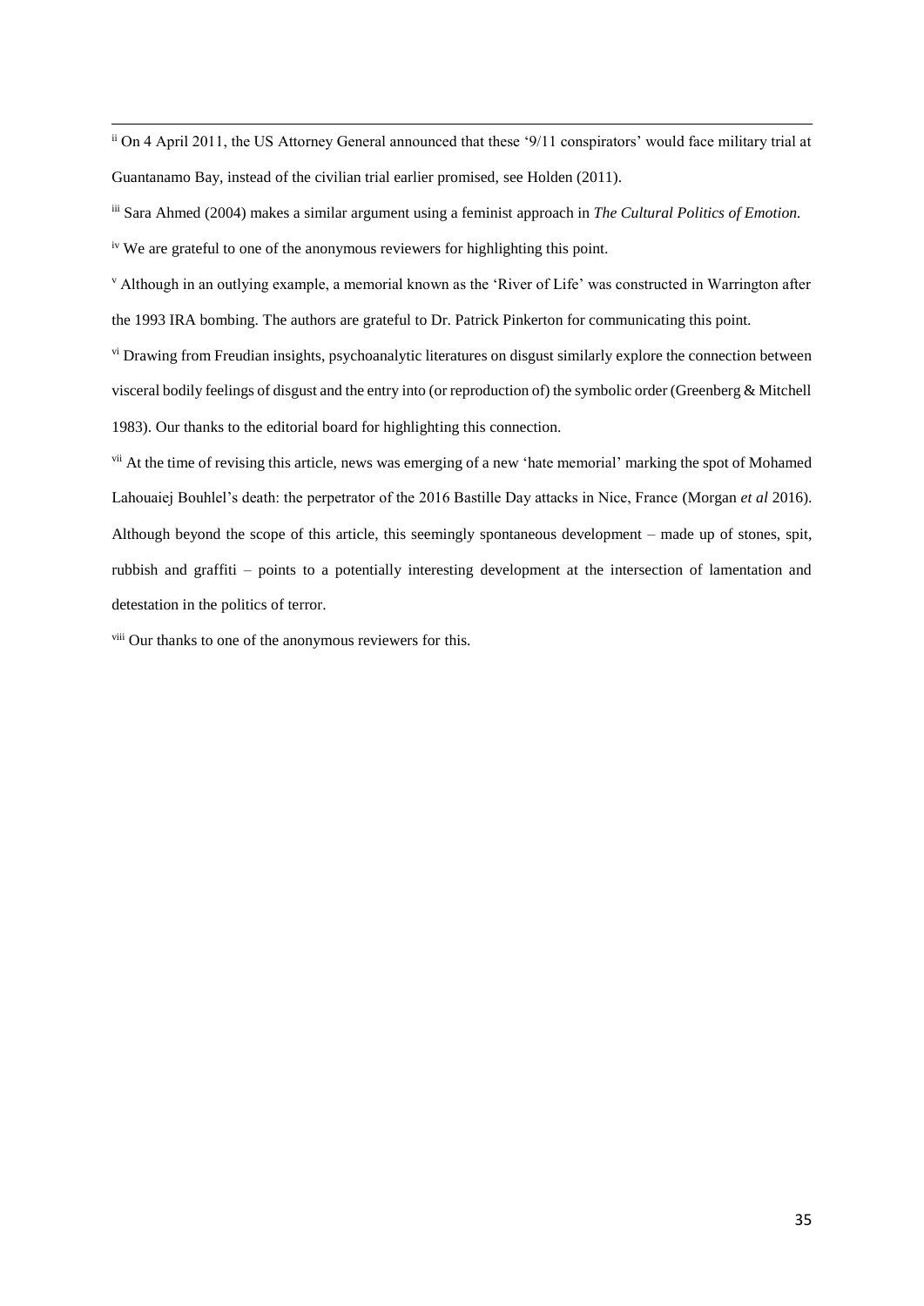[ii] On 4 April 2011, the US Attorney General announced that these '9/11 conspirators' would face military trial at Guantanamo Bay, instead of the civilian trial earlier promised, see Holden (2011).

[iii] Sara Ahmed (2004) makes a similar argument using a feminist approach in *The Cultural Politics of Emotion.*

[iv] We are grateful to one of the anonymous reviewers for highlighting this point.

[v] Although in an outlying example, a memorial known as the 'River of Life' was constructed in Warrington after the 1993 IRA bombing. The authors are grateful to Dr. Patrick Pinkerton for communicating this point.

[vi] Drawing from Freudian insights, psychoanalytic literatures on disgust similarly explore the connection between visceral bodily feelings of disgust and the entry into (or reproduction of) the symbolic order (Greenberg & Mitchell 1983). Our thanks to the editorial board for highlighting this connection.

[vii] At the time of revising this article, news was emerging of a new 'hate memorial' marking the spot of Mohamed Lahouaiej Bouhlel's death: the perpetrator of the 2016 Bastille Day attacks in Nice, France (Morgan *et al* 2016). Although beyond the scope of this article, this seemingly spontaneous development – made up of stones, spit, rubbish and graffiti – points to a potentially interesting development at the intersection of lamentation and detestation in the politics of terror.

[viii] Our thanks to one of the anonymous reviewers for this.